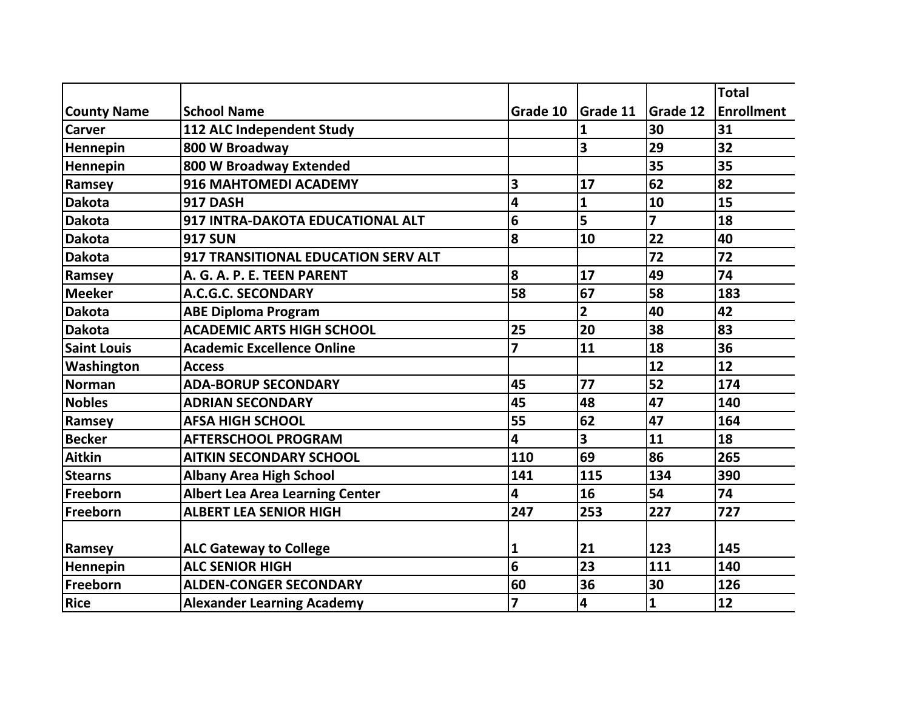| County Name | School Name | Grade 10 | Grade 11 | Grade 12 | Total Enrollment |
|---|---|---|---|---|---|
| Carver | 112 ALC Independent Study | | 1 | 30 | 31 |
| Hennepin | 800 W Broadway | | 3 | 29 | 32 |
| Hennepin | 800 W Broadway Extended | | | 35 | 35 |
| Ramsey | 916 MAHTOMEDI ACADEMY | 3 | 17 | 62 | 82 |
| Dakota | 917 DASH | 4 | 1 | 10 | 15 |
| Dakota | 917 INTRA-DAKOTA EDUCATIONAL ALT | 6 | 5 | 7 | 18 |
| Dakota | 917 SUN | 8 | 10 | 22 | 40 |
| Dakota | 917 TRANSITIONAL EDUCATION SERV ALT | | | 72 | 72 |
| Ramsey | A. G. A. P. E. TEEN PARENT | 8 | 17 | 49 | 74 |
| Meeker | A.C.G.C. SECONDARY | 58 | 67 | 58 | 183 |
| Dakota | ABE Diploma Program | | 2 | 40 | 42 |
| Dakota | ACADEMIC ARTS HIGH SCHOOL | 25 | 20 | 38 | 83 |
| Saint Louis | Academic Excellence Online | 7 | 11 | 18 | 36 |
| Washington | Access | | | 12 | 12 |
| Norman | ADA-BORUP SECONDARY | 45 | 77 | 52 | 174 |
| Nobles | ADRIAN SECONDARY | 45 | 48 | 47 | 140 |
| Ramsey | AFSA HIGH SCHOOL | 55 | 62 | 47 | 164 |
| Becker | AFTERSCHOOL PROGRAM | 4 | 3 | 11 | 18 |
| Aitkin | AITKIN SECONDARY SCHOOL | 110 | 69 | 86 | 265 |
| Stearns | Albany Area High School | 141 | 115 | 134 | 390 |
| Freeborn | Albert Lea Area Learning Center | 4 | 16 | 54 | 74 |
| Freeborn | ALBERT LEA SENIOR HIGH | 247 | 253 | 227 | 727 |
| Ramsey | ALC Gateway to College | 1 | 21 | 123 | 145 |
| Hennepin | ALC SENIOR HIGH | 6 | 23 | 111 | 140 |
| Freeborn | ALDEN-CONGER SECONDARY | 60 | 36 | 30 | 126 |
| Rice | Alexander Learning Academy | 7 | 4 | 1 | 12 |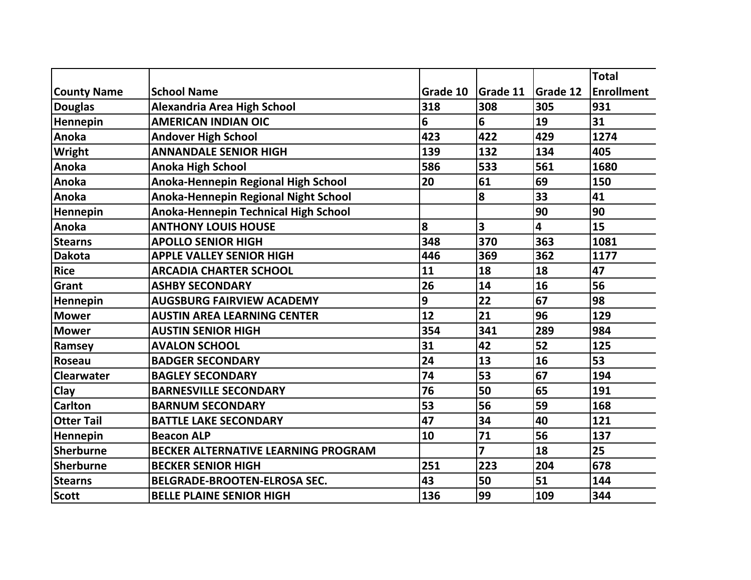| County Name | School Name | Grade 10 | Grade 11 | Grade 12 | Total Enrollment |
|---|---|---|---|---|---|
| Douglas | Alexandria Area High School | 318 | 308 | 305 | 931 |
| Hennepin | AMERICAN INDIAN OIC | 6 | 6 | 19 | 31 |
| Anoka | Andover High School | 423 | 422 | 429 | 1274 |
| Wright | ANNANDALE SENIOR HIGH | 139 | 132 | 134 | 405 |
| Anoka | Anoka High School | 586 | 533 | 561 | 1680 |
| Anoka | Anoka-Hennepin Regional High School | 20 | 61 | 69 | 150 |
| Anoka | Anoka-Hennepin Regional Night School | | 8 | 33 | 41 |
| Hennepin | Anoka-Hennepin Technical High School | | | 90 | 90 |
| Anoka | ANTHONY LOUIS HOUSE | 8 | 3 | 4 | 15 |
| Stearns | APOLLO SENIOR HIGH | 348 | 370 | 363 | 1081 |
| Dakota | APPLE VALLEY SENIOR HIGH | 446 | 369 | 362 | 1177 |
| Rice | ARCADIA CHARTER SCHOOL | 11 | 18 | 18 | 47 |
| Grant | ASHBY SECONDARY | 26 | 14 | 16 | 56 |
| Hennepin | AUGSBURG FAIRVIEW ACADEMY | 9 | 22 | 67 | 98 |
| Mower | AUSTIN AREA LEARNING CENTER | 12 | 21 | 96 | 129 |
| Mower | AUSTIN SENIOR HIGH | 354 | 341 | 289 | 984 |
| Ramsey | AVALON SCHOOL | 31 | 42 | 52 | 125 |
| Roseau | BADGER SECONDARY | 24 | 13 | 16 | 53 |
| Clearwater | BAGLEY SECONDARY | 74 | 53 | 67 | 194 |
| Clay | BARNESVILLE SECONDARY | 76 | 50 | 65 | 191 |
| Carlton | BARNUM SECONDARY | 53 | 56 | 59 | 168 |
| Otter Tail | BATTLE LAKE SECONDARY | 47 | 34 | 40 | 121 |
| Hennepin | Beacon ALP | 10 | 71 | 56 | 137 |
| Sherburne | BECKER ALTERNATIVE LEARNING PROGRAM | | 7 | 18 | 25 |
| Sherburne | BECKER SENIOR HIGH | 251 | 223 | 204 | 678 |
| Stearns | BELGRADE-BROOTEN-ELROSA SEC. | 43 | 50 | 51 | 144 |
| Scott | BELLE PLAINE SENIOR HIGH | 136 | 99 | 109 | 344 |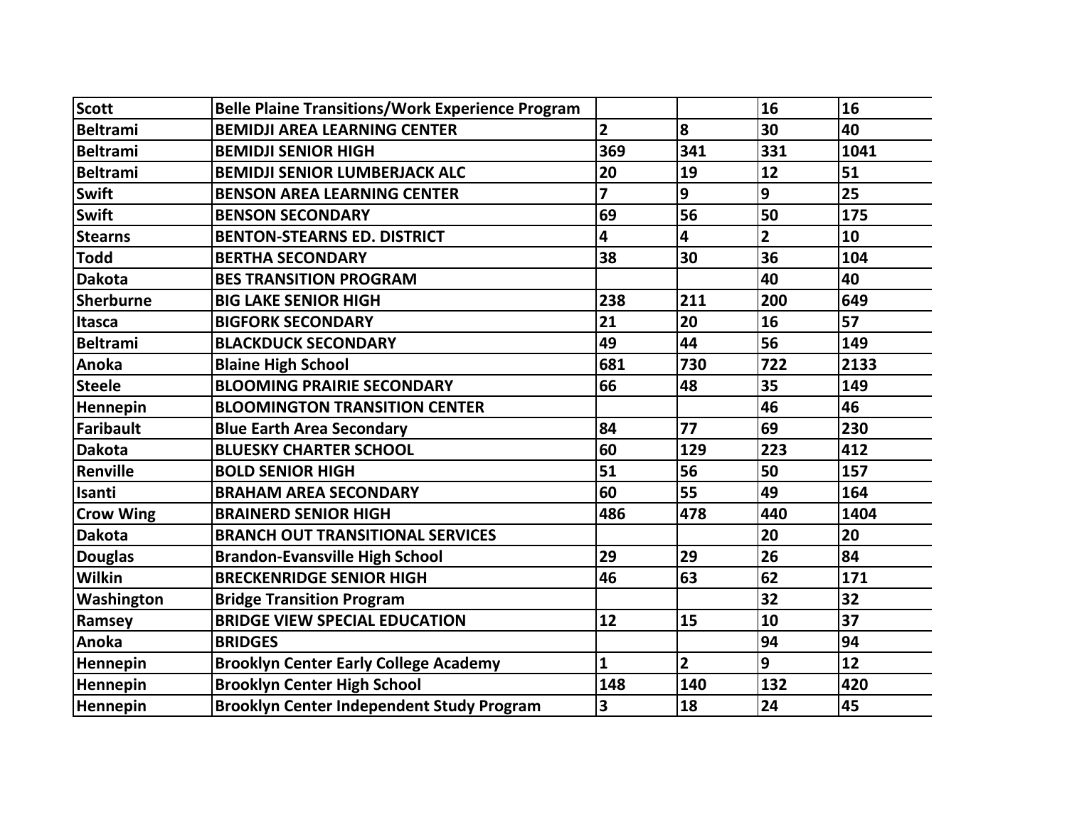| | | | | | |
|---|---|---|---|---|---|
| Scott | Belle Plaine Transitions/Work Experience Program | | | 16 | 16 |
| Beltrami | BEMIDJI AREA LEARNING CENTER | 2 | 8 | 30 | 40 |
| Beltrami | BEMIDJI SENIOR HIGH | 369 | 341 | 331 | 1041 |
| Beltrami | BEMIDJI SENIOR LUMBERJACK ALC | 20 | 19 | 12 | 51 |
| Swift | BENSON AREA LEARNING CENTER | 7 | 9 | 9 | 25 |
| Swift | BENSON SECONDARY | 69 | 56 | 50 | 175 |
| Stearns | BENTON-STEARNS ED. DISTRICT | 4 | 4 | 2 | 10 |
| Todd | BERTHA SECONDARY | 38 | 30 | 36 | 104 |
| Dakota | BES TRANSITION PROGRAM | | | 40 | 40 |
| Sherburne | BIG LAKE SENIOR HIGH | 238 | 211 | 200 | 649 |
| Itasca | BIGFORK SECONDARY | 21 | 20 | 16 | 57 |
| Beltrami | BLACKDUCK SECONDARY | 49 | 44 | 56 | 149 |
| Anoka | Blaine High School | 681 | 730 | 722 | 2133 |
| Steele | BLOOMING PRAIRIE SECONDARY | 66 | 48 | 35 | 149 |
| Hennepin | BLOOMINGTON TRANSITION CENTER | | | 46 | 46 |
| Faribault | Blue Earth Area Secondary | 84 | 77 | 69 | 230 |
| Dakota | BLUESKY CHARTER SCHOOL | 60 | 129 | 223 | 412 |
| Renville | BOLD SENIOR HIGH | 51 | 56 | 50 | 157 |
| Isanti | BRAHAM AREA SECONDARY | 60 | 55 | 49 | 164 |
| Crow Wing | BRAINERD SENIOR HIGH | 486 | 478 | 440 | 1404 |
| Dakota | BRANCH OUT TRANSITIONAL SERVICES | | | 20 | 20 |
| Douglas | Brandon-Evansville High School | 29 | 29 | 26 | 84 |
| Wilkin | BRECKENRIDGE SENIOR HIGH | 46 | 63 | 62 | 171 |
| Washington | Bridge Transition Program | | | 32 | 32 |
| Ramsey | BRIDGE VIEW SPECIAL EDUCATION | 12 | 15 | 10 | 37 |
| Anoka | BRIDGES | | | 94 | 94 |
| Hennepin | Brooklyn Center Early College Academy | 1 | 2 | 9 | 12 |
| Hennepin | Brooklyn Center High School | 148 | 140 | 132 | 420 |
| Hennepin | Brooklyn Center Independent Study Program | 3 | 18 | 24 | 45 |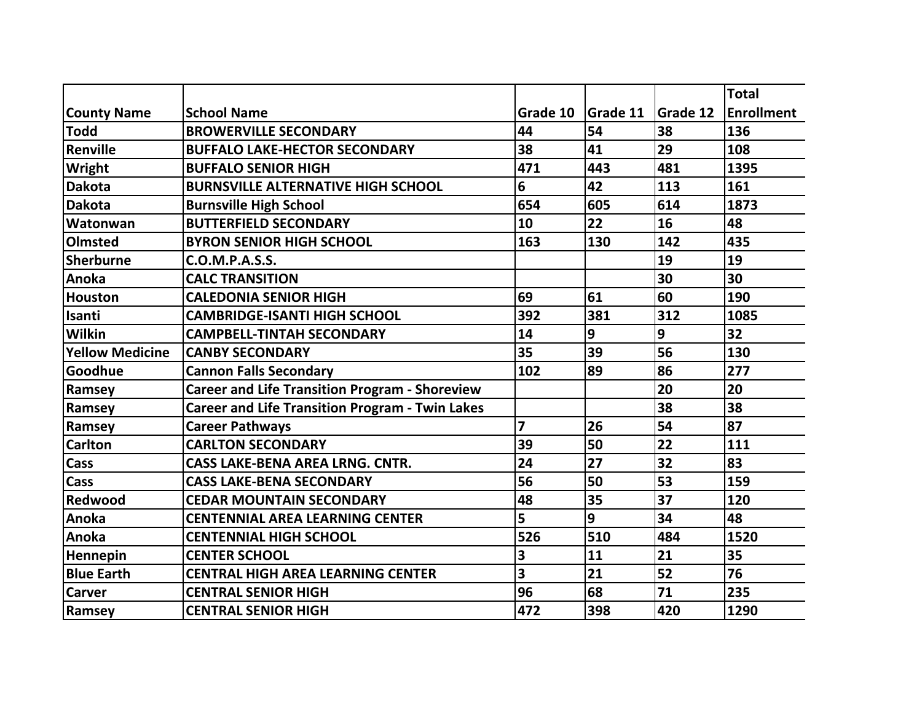| County Name | School Name | Grade 10 | Grade 11 | Grade 12 | Total Enrollment |
|---|---|---|---|---|---|
| Todd | BROWERVILLE SECONDARY | 44 | 54 | 38 | 136 |
| Renville | BUFFALO LAKE-HECTOR SECONDARY | 38 | 41 | 29 | 108 |
| Wright | BUFFALO SENIOR HIGH | 471 | 443 | 481 | 1395 |
| Dakota | BURNSVILLE ALTERNATIVE HIGH SCHOOL | 6 | 42 | 113 | 161 |
| Dakota | Burnsville High School | 654 | 605 | 614 | 1873 |
| Watonwan | BUTTERFIELD SECONDARY | 10 | 22 | 16 | 48 |
| Olmsted | BYRON SENIOR HIGH SCHOOL | 163 | 130 | 142 | 435 |
| Sherburne | C.O.M.P.A.S.S. | | | 19 | 19 |
| Anoka | CALC TRANSITION | | | 30 | 30 |
| Houston | CALEDONIA SENIOR HIGH | 69 | 61 | 60 | 190 |
| Isanti | CAMBRIDGE-ISANTI HIGH SCHOOL | 392 | 381 | 312 | 1085 |
| Wilkin | CAMPBELL-TINTAH SECONDARY | 14 | 9 | 9 | 32 |
| Yellow Medicine | CANBY SECONDARY | 35 | 39 | 56 | 130 |
| Goodhue | Cannon Falls Secondary | 102 | 89 | 86 | 277 |
| Ramsey | Career and Life Transition Program - Shoreview | | | 20 | 20 |
| Ramsey | Career and Life Transition Program - Twin Lakes | | | 38 | 38 |
| Ramsey | Career Pathways | 7 | 26 | 54 | 87 |
| Carlton | CARLTON SECONDARY | 39 | 50 | 22 | 111 |
| Cass | CASS LAKE-BENA AREA LRNG. CNTR. | 24 | 27 | 32 | 83 |
| Cass | CASS LAKE-BENA SECONDARY | 56 | 50 | 53 | 159 |
| Redwood | CEDAR MOUNTAIN SECONDARY | 48 | 35 | 37 | 120 |
| Anoka | CENTENNIAL AREA LEARNING CENTER | 5 | 9 | 34 | 48 |
| Anoka | CENTENNIAL HIGH SCHOOL | 526 | 510 | 484 | 1520 |
| Hennepin | CENTER SCHOOL | 3 | 11 | 21 | 35 |
| Blue Earth | CENTRAL HIGH AREA LEARNING CENTER | 3 | 21 | 52 | 76 |
| Carver | CENTRAL SENIOR HIGH | 96 | 68 | 71 | 235 |
| Ramsey | CENTRAL SENIOR HIGH | 472 | 398 | 420 | 1290 |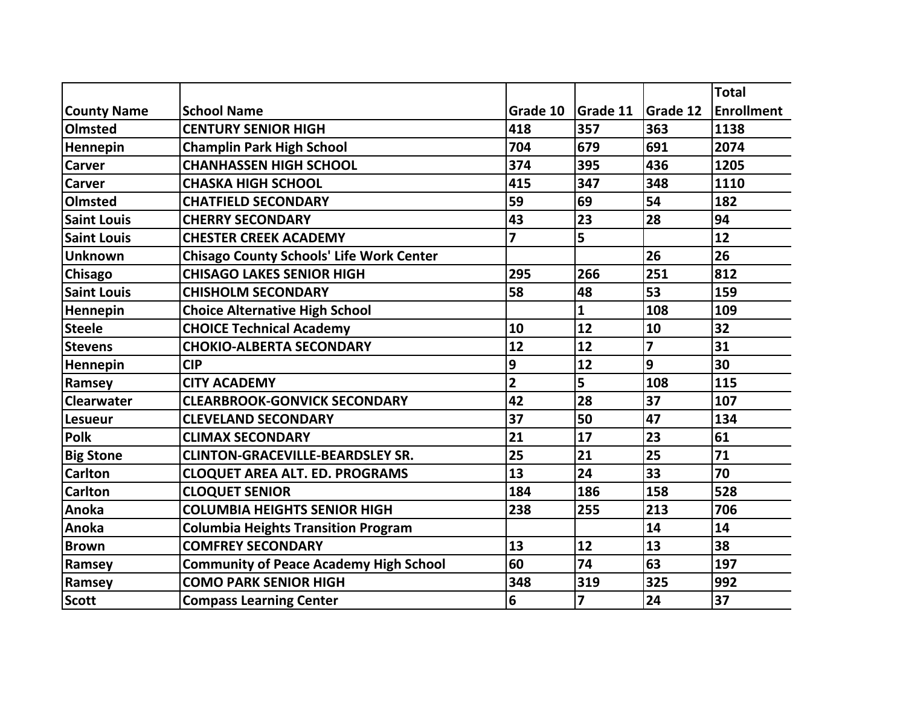| County Name | School Name | Grade 10 | Grade 11 | Grade 12 | Total Enrollment |
|---|---|---|---|---|---|
| Olmsted | CENTURY SENIOR HIGH | 418 | 357 | 363 | 1138 |
| Hennepin | Champlin Park High School | 704 | 679 | 691 | 2074 |
| Carver | CHANHASSEN HIGH SCHOOL | 374 | 395 | 436 | 1205 |
| Carver | CHASKA HIGH SCHOOL | 415 | 347 | 348 | 1110 |
| Olmsted | CHATFIELD SECONDARY | 59 | 69 | 54 | 182 |
| Saint Louis | CHERRY SECONDARY | 43 | 23 | 28 | 94 |
| Saint Louis | CHESTER CREEK ACADEMY | 7 | 5 | | 12 |
| Unknown | Chisago County Schools' Life Work Center | | | 26 | 26 |
| Chisago | CHISAGO LAKES SENIOR HIGH | 295 | 266 | 251 | 812 |
| Saint Louis | CHISHOLM SECONDARY | 58 | 48 | 53 | 159 |
| Hennepin | Choice Alternative High School | | 1 | 108 | 109 |
| Steele | CHOICE Technical Academy | 10 | 12 | 10 | 32 |
| Stevens | CHOKIO-ALBERTA SECONDARY | 12 | 12 | 7 | 31 |
| Hennepin | CIP | 9 | 12 | 9 | 30 |
| Ramsey | CITY ACADEMY | 2 | 5 | 108 | 115 |
| Clearwater | CLEARBROOK-GONVICK SECONDARY | 42 | 28 | 37 | 107 |
| Lesueur | CLEVELAND SECONDARY | 37 | 50 | 47 | 134 |
| Polk | CLIMAX SECONDARY | 21 | 17 | 23 | 61 |
| Big Stone | CLINTON-GRACEVILLE-BEARDSLEY SR. | 25 | 21 | 25 | 71 |
| Carlton | CLOQUET AREA ALT. ED. PROGRAMS | 13 | 24 | 33 | 70 |
| Carlton | CLOQUET SENIOR | 184 | 186 | 158 | 528 |
| Anoka | COLUMBIA HEIGHTS SENIOR HIGH | 238 | 255 | 213 | 706 |
| Anoka | Columbia Heights Transition Program | | | 14 | 14 |
| Brown | COMFREY SECONDARY | 13 | 12 | 13 | 38 |
| Ramsey | Community of Peace Academy High School | 60 | 74 | 63 | 197 |
| Ramsey | COMO PARK SENIOR HIGH | 348 | 319 | 325 | 992 |
| Scott | Compass Learning Center | 6 | 7 | 24 | 37 |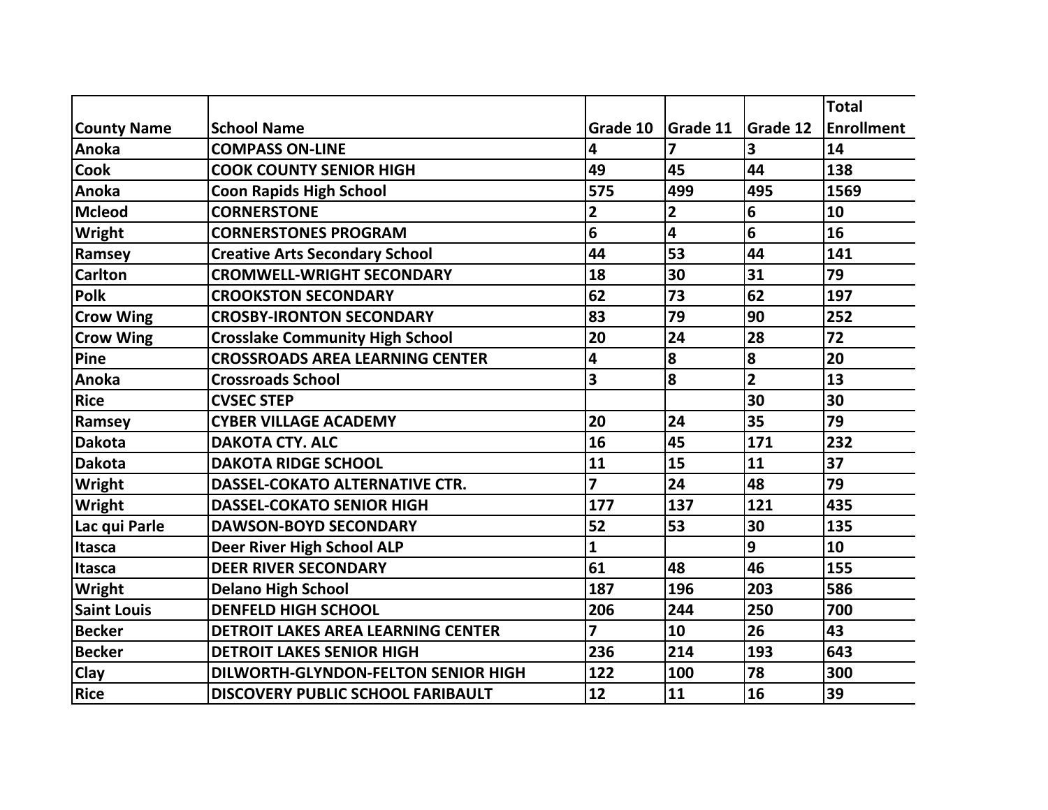| County Name | School Name | Grade 10 | Grade 11 | Grade 12 | Total Enrollment |
|---|---|---|---|---|---|
| Anoka | COMPASS ON-LINE | 4 | 7 | 3 | 14 |
| Cook | COOK COUNTY SENIOR HIGH | 49 | 45 | 44 | 138 |
| Anoka | Coon Rapids High School | 575 | 499 | 495 | 1569 |
| Mcleod | CORNERSTONE | 2 | 2 | 6 | 10 |
| Wright | CORNERSTONES PROGRAM | 6 | 4 | 6 | 16 |
| Ramsey | Creative Arts Secondary School | 44 | 53 | 44 | 141 |
| Carlton | CROMWELL-WRIGHT SECONDARY | 18 | 30 | 31 | 79 |
| Polk | CROOKSTON SECONDARY | 62 | 73 | 62 | 197 |
| Crow Wing | CROSBY-IRONTON SECONDARY | 83 | 79 | 90 | 252 |
| Crow Wing | Crosslake Community High School | 20 | 24 | 28 | 72 |
| Pine | CROSSROADS AREA LEARNING CENTER | 4 | 8 | 8 | 20 |
| Anoka | Crossroads School | 3 | 8 | 2 | 13 |
| Rice | CVSEC STEP | | | 30 | 30 |
| Ramsey | CYBER VILLAGE ACADEMY | 20 | 24 | 35 | 79 |
| Dakota | DAKOTA CTY. ALC | 16 | 45 | 171 | 232 |
| Dakota | DAKOTA RIDGE SCHOOL | 11 | 15 | 11 | 37 |
| Wright | DASSEL-COKATO ALTERNATIVE CTR. | 7 | 24 | 48 | 79 |
| Wright | DASSEL-COKATO SENIOR HIGH | 177 | 137 | 121 | 435 |
| Lac qui Parle | DAWSON-BOYD SECONDARY | 52 | 53 | 30 | 135 |
| Itasca | Deer River High School ALP | 1 | | 9 | 10 |
| Itasca | DEER RIVER SECONDARY | 61 | 48 | 46 | 155 |
| Wright | Delano High School | 187 | 196 | 203 | 586 |
| Saint Louis | DENFELD HIGH SCHOOL | 206 | 244 | 250 | 700 |
| Becker | DETROIT LAKES AREA LEARNING CENTER | 7 | 10 | 26 | 43 |
| Becker | DETROIT LAKES SENIOR HIGH | 236 | 214 | 193 | 643 |
| Clay | DILWORTH-GLYNDON-FELTON SENIOR HIGH | 122 | 100 | 78 | 300 |
| Rice | DISCOVERY PUBLIC SCHOOL FARIBAULT | 12 | 11 | 16 | 39 |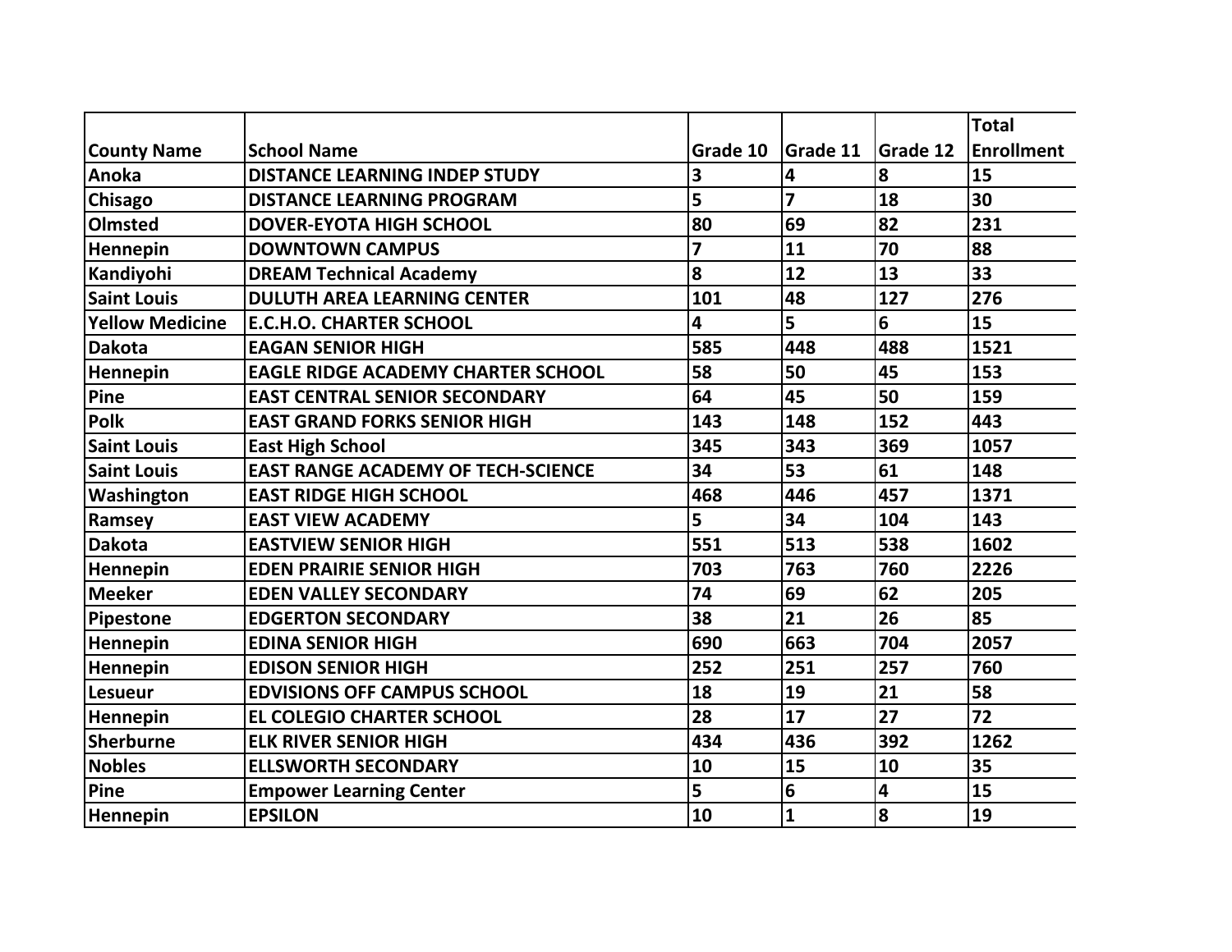| County Name | School Name | Grade 10 | Grade 11 | Grade 12 | Total Enrollment |
|---|---|---|---|---|---|
| Anoka | DISTANCE LEARNING INDEP STUDY | 3 | 4 | 8 | 15 |
| Chisago | DISTANCE LEARNING PROGRAM | 5 | 7 | 18 | 30 |
| Olmsted | DOVER-EYOTA HIGH SCHOOL | 80 | 69 | 82 | 231 |
| Hennepin | DOWNTOWN CAMPUS | 7 | 11 | 70 | 88 |
| Kandiyohi | DREAM Technical Academy | 8 | 12 | 13 | 33 |
| Saint Louis | DULUTH AREA LEARNING CENTER | 101 | 48 | 127 | 276 |
| Yellow Medicine | E.C.H.O. CHARTER SCHOOL | 4 | 5 | 6 | 15 |
| Dakota | EAGAN SENIOR HIGH | 585 | 448 | 488 | 1521 |
| Hennepin | EAGLE RIDGE ACADEMY CHARTER SCHOOL | 58 | 50 | 45 | 153 |
| Pine | EAST CENTRAL SENIOR SECONDARY | 64 | 45 | 50 | 159 |
| Polk | EAST GRAND FORKS SENIOR HIGH | 143 | 148 | 152 | 443 |
| Saint Louis | East High School | 345 | 343 | 369 | 1057 |
| Saint Louis | EAST RANGE ACADEMY OF TECH-SCIENCE | 34 | 53 | 61 | 148 |
| Washington | EAST RIDGE HIGH SCHOOL | 468 | 446 | 457 | 1371 |
| Ramsey | EAST VIEW ACADEMY | 5 | 34 | 104 | 143 |
| Dakota | EASTVIEW SENIOR HIGH | 551 | 513 | 538 | 1602 |
| Hennepin | EDEN PRAIRIE SENIOR HIGH | 703 | 763 | 760 | 2226 |
| Meeker | EDEN VALLEY SECONDARY | 74 | 69 | 62 | 205 |
| Pipestone | EDGERTON SECONDARY | 38 | 21 | 26 | 85 |
| Hennepin | EDINA SENIOR HIGH | 690 | 663 | 704 | 2057 |
| Hennepin | EDISON SENIOR HIGH | 252 | 251 | 257 | 760 |
| Lesueur | EDVISIONS OFF CAMPUS SCHOOL | 18 | 19 | 21 | 58 |
| Hennepin | EL COLEGIO CHARTER SCHOOL | 28 | 17 | 27 | 72 |
| Sherburne | ELK RIVER SENIOR HIGH | 434 | 436 | 392 | 1262 |
| Nobles | ELLSWORTH SECONDARY | 10 | 15 | 10 | 35 |
| Pine | Empower Learning Center | 5 | 6 | 4 | 15 |
| Hennepin | EPSILON | 10 | 1 | 8 | 19 |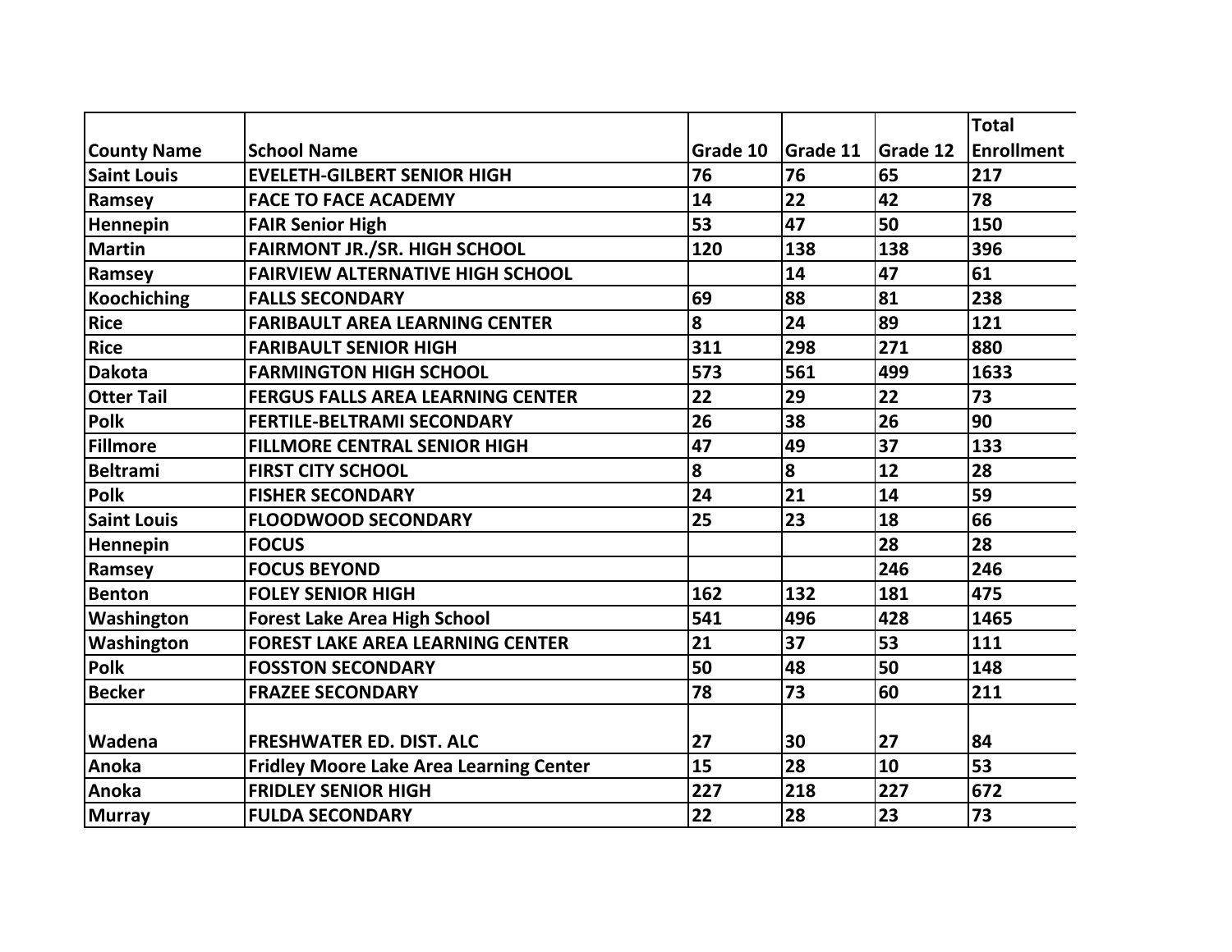| County Name | School Name | Grade 10 | Grade 11 | Grade 12 | Total Enrollment |
|---|---|---|---|---|---|
| Saint Louis | EVELETH-GILBERT SENIOR HIGH | 76 | 76 | 65 | 217 |
| Ramsey | FACE TO FACE ACADEMY | 14 | 22 | 42 | 78 |
| Hennepin | FAIR Senior High | 53 | 47 | 50 | 150 |
| Martin | FAIRMONT JR./SR. HIGH SCHOOL | 120 | 138 | 138 | 396 |
| Ramsey | FAIRVIEW ALTERNATIVE HIGH SCHOOL | | 14 | 47 | 61 |
| Koochiching | FALLS SECONDARY | 69 | 88 | 81 | 238 |
| Rice | FARIBAULT AREA LEARNING CENTER | 8 | 24 | 89 | 121 |
| Rice | FARIBAULT SENIOR HIGH | 311 | 298 | 271 | 880 |
| Dakota | FARMINGTON HIGH SCHOOL | 573 | 561 | 499 | 1633 |
| Otter Tail | FERGUS FALLS AREA LEARNING CENTER | 22 | 29 | 22 | 73 |
| Polk | FERTILE-BELTRAMI SECONDARY | 26 | 38 | 26 | 90 |
| Fillmore | FILLMORE CENTRAL SENIOR HIGH | 47 | 49 | 37 | 133 |
| Beltrami | FIRST CITY SCHOOL | 8 | 8 | 12 | 28 |
| Polk | FISHER SECONDARY | 24 | 21 | 14 | 59 |
| Saint Louis | FLOODWOOD SECONDARY | 25 | 23 | 18 | 66 |
| Hennepin | FOCUS | | | 28 | 28 |
| Ramsey | FOCUS BEYOND | | | 246 | 246 |
| Benton | FOLEY SENIOR HIGH | 162 | 132 | 181 | 475 |
| Washington | Forest Lake Area High School | 541 | 496 | 428 | 1465 |
| Washington | FOREST LAKE AREA LEARNING CENTER | 21 | 37 | 53 | 111 |
| Polk | FOSSTON SECONDARY | 50 | 48 | 50 | 148 |
| Becker | FRAZEE SECONDARY | 78 | 73 | 60 | 211 |
| Wadena | FRESHWATER ED. DIST. ALC | 27 | 30 | 27 | 84 |
| Anoka | Fridley Moore Lake Area Learning Center | 15 | 28 | 10 | 53 |
| Anoka | FRIDLEY SENIOR HIGH | 227 | 218 | 227 | 672 |
| Murray | FULDA SECONDARY | 22 | 28 | 23 | 73 |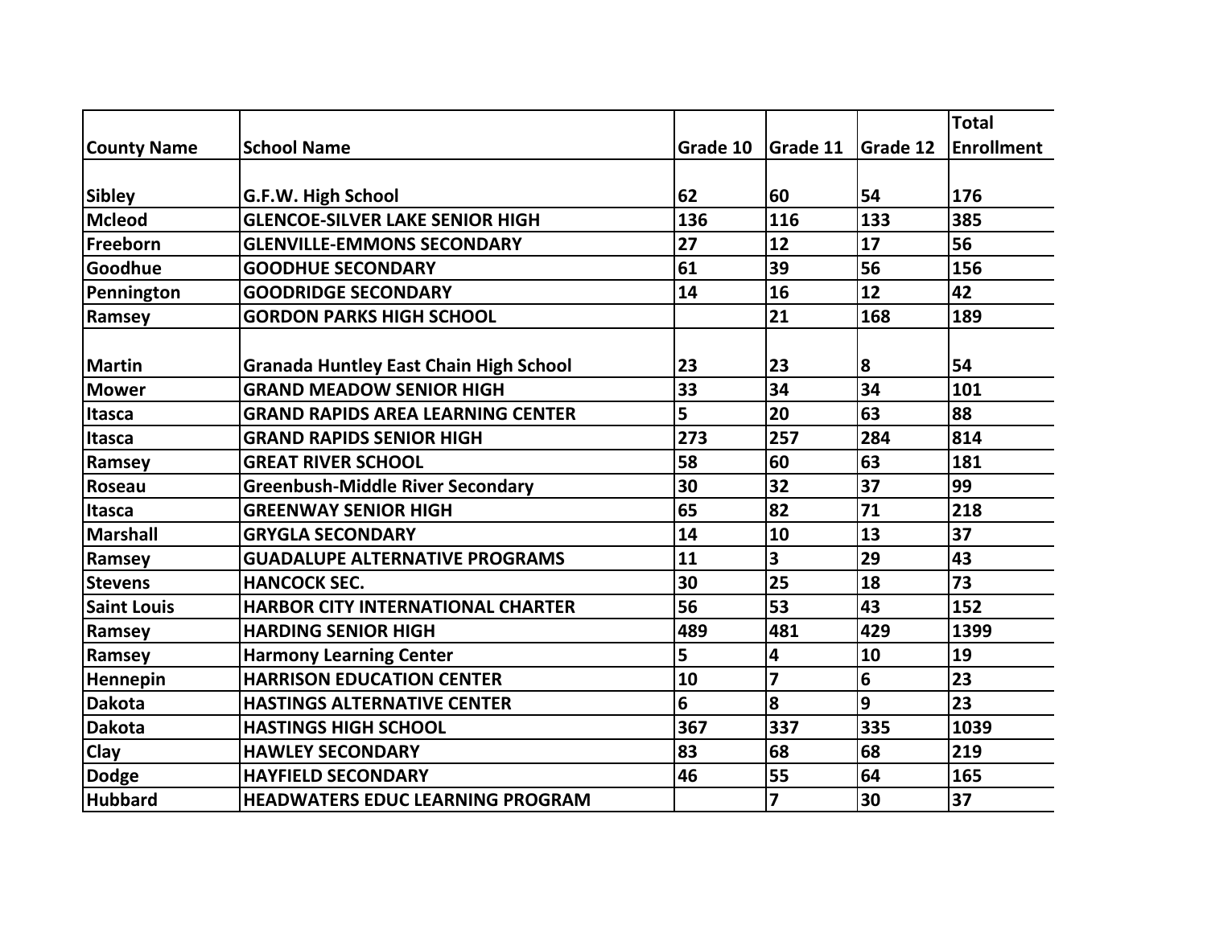| County Name | School Name | Grade 10 | Grade 11 | Grade 12 | Total Enrollment |
|---|---|---|---|---|---|
| Sibley | G.F.W. High School | 62 | 60 | 54 | 176 |
| Mcleod | GLENCOE-SILVER LAKE SENIOR HIGH | 136 | 116 | 133 | 385 |
| Freeborn | GLENVILLE-EMMONS SECONDARY | 27 | 12 | 17 | 56 |
| Goodhue | GOODHUE SECONDARY | 61 | 39 | 56 | 156 |
| Pennington | GOODRIDGE SECONDARY | 14 | 16 | 12 | 42 |
| Ramsey | GORDON PARKS HIGH SCHOOL | | 21 | 168 | 189 |
| Martin | Granada Huntley East Chain High School | 23 | 23 | 8 | 54 |
| Mower | GRAND MEADOW SENIOR HIGH | 33 | 34 | 34 | 101 |
| Itasca | GRAND RAPIDS AREA LEARNING CENTER | 5 | 20 | 63 | 88 |
| Itasca | GRAND RAPIDS SENIOR HIGH | 273 | 257 | 284 | 814 |
| Ramsey | GREAT RIVER SCHOOL | 58 | 60 | 63 | 181 |
| Roseau | Greenbush-Middle River Secondary | 30 | 32 | 37 | 99 |
| Itasca | GREENWAY SENIOR HIGH | 65 | 82 | 71 | 218 |
| Marshall | GRYGLA SECONDARY | 14 | 10 | 13 | 37 |
| Ramsey | GUADALUPE ALTERNATIVE PROGRAMS | 11 | 3 | 29 | 43 |
| Stevens | HANCOCK SEC. | 30 | 25 | 18 | 73 |
| Saint Louis | HARBOR CITY INTERNATIONAL CHARTER | 56 | 53 | 43 | 152 |
| Ramsey | HARDING SENIOR HIGH | 489 | 481 | 429 | 1399 |
| Ramsey | Harmony Learning Center | 5 | 4 | 10 | 19 |
| Hennepin | HARRISON EDUCATION CENTER | 10 | 7 | 6 | 23 |
| Dakota | HASTINGS ALTERNATIVE CENTER | 6 | 8 | 9 | 23 |
| Dakota | HASTINGS HIGH SCHOOL | 367 | 337 | 335 | 1039 |
| Clay | HAWLEY SECONDARY | 83 | 68 | 68 | 219 |
| Dodge | HAYFIELD SECONDARY | 46 | 55 | 64 | 165 |
| Hubbard | HEADWATERS EDUC LEARNING PROGRAM | | 7 | 30 | 37 |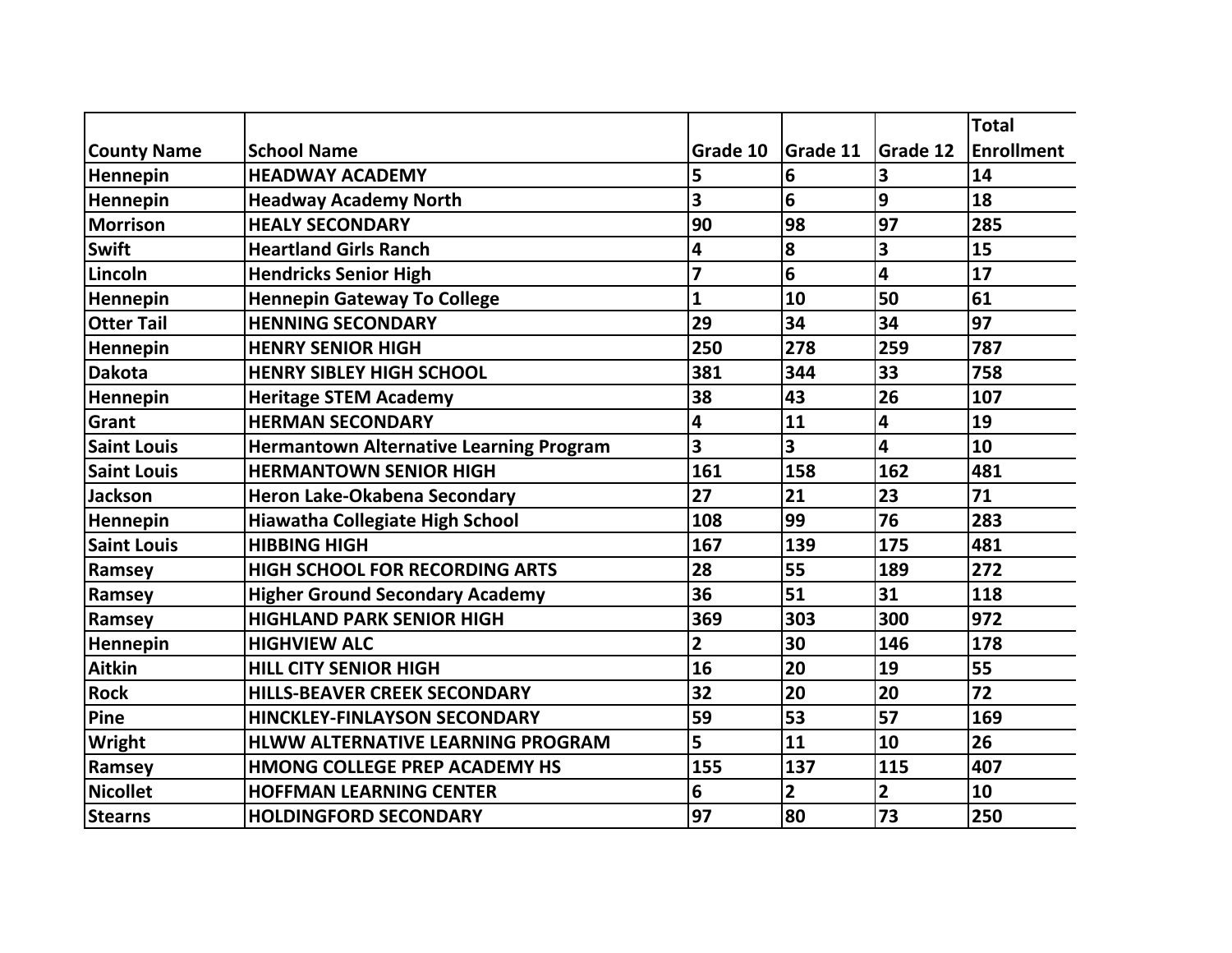| County Name | School Name | Grade 10 | Grade 11 | Grade 12 | Total Enrollment |
|---|---|---|---|---|---|
| Hennepin | HEADWAY ACADEMY | 5 | 6 | 3 | 14 |
| Hennepin | Headway Academy North | 3 | 6 | 9 | 18 |
| Morrison | HEALY SECONDARY | 90 | 98 | 97 | 285 |
| Swift | Heartland Girls Ranch | 4 | 8 | 3 | 15 |
| Lincoln | Hendricks Senior High | 7 | 6 | 4 | 17 |
| Hennepin | Hennepin Gateway To College | 1 | 10 | 50 | 61 |
| Otter Tail | HENNING SECONDARY | 29 | 34 | 34 | 97 |
| Hennepin | HENRY SENIOR HIGH | 250 | 278 | 259 | 787 |
| Dakota | HENRY SIBLEY HIGH SCHOOL | 381 | 344 | 33 | 758 |
| Hennepin | Heritage STEM Academy | 38 | 43 | 26 | 107 |
| Grant | HERMAN SECONDARY | 4 | 11 | 4 | 19 |
| Saint Louis | Hermantown Alternative Learning Program | 3 | 3 | 4 | 10 |
| Saint Louis | HERMANTOWN SENIOR HIGH | 161 | 158 | 162 | 481 |
| Jackson | Heron Lake-Okabena Secondary | 27 | 21 | 23 | 71 |
| Hennepin | Hiawatha Collegiate High School | 108 | 99 | 76 | 283 |
| Saint Louis | HIBBING HIGH | 167 | 139 | 175 | 481 |
| Ramsey | HIGH SCHOOL FOR RECORDING ARTS | 28 | 55 | 189 | 272 |
| Ramsey | Higher Ground Secondary Academy | 36 | 51 | 31 | 118 |
| Ramsey | HIGHLAND PARK SENIOR HIGH | 369 | 303 | 300 | 972 |
| Hennepin | HIGHVIEW ALC | 2 | 30 | 146 | 178 |
| Aitkin | HILL CITY SENIOR HIGH | 16 | 20 | 19 | 55 |
| Rock | HILLS-BEAVER CREEK SECONDARY | 32 | 20 | 20 | 72 |
| Pine | HINCKLEY-FINLAYSON SECONDARY | 59 | 53 | 57 | 169 |
| Wright | HLWW ALTERNATIVE LEARNING PROGRAM | 5 | 11 | 10 | 26 |
| Ramsey | HMONG COLLEGE PREP ACADEMY HS | 155 | 137 | 115 | 407 |
| Nicollet | HOFFMAN LEARNING CENTER | 6 | 2 | 2 | 10 |
| Stearns | HOLDINGFORD SECONDARY | 97 | 80 | 73 | 250 |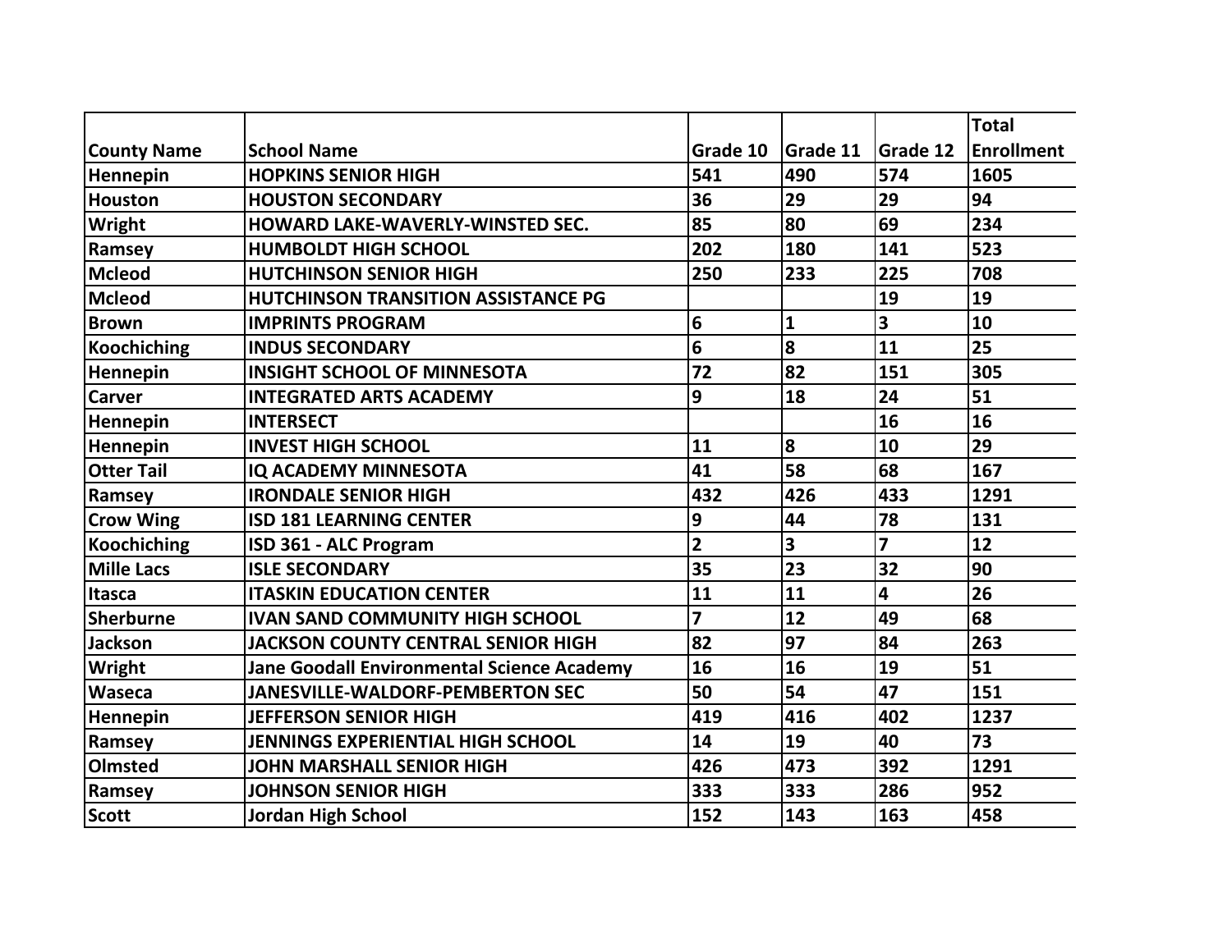| County Name | School Name | Grade 10 | Grade 11 | Grade 12 | Total Enrollment |
|---|---|---|---|---|---|
| Hennepin | HOPKINS SENIOR HIGH | 541 | 490 | 574 | 1605 |
| Houston | HOUSTON SECONDARY | 36 | 29 | 29 | 94 |
| Wright | HOWARD LAKE-WAVERLY-WINSTED SEC. | 85 | 80 | 69 | 234 |
| Ramsey | HUMBOLDT HIGH SCHOOL | 202 | 180 | 141 | 523 |
| Mcleod | HUTCHINSON SENIOR HIGH | 250 | 233 | 225 | 708 |
| Mcleod | HUTCHINSON TRANSITION ASSISTANCE PG | | | 19 | 19 |
| Brown | IMPRINTS PROGRAM | 6 | 1 | 3 | 10 |
| Koochiching | INDUS SECONDARY | 6 | 8 | 11 | 25 |
| Hennepin | INSIGHT SCHOOL OF MINNESOTA | 72 | 82 | 151 | 305 |
| Carver | INTEGRATED ARTS ACADEMY | 9 | 18 | 24 | 51 |
| Hennepin | INTERSECT | | | 16 | 16 |
| Hennepin | INVEST HIGH SCHOOL | 11 | 8 | 10 | 29 |
| Otter Tail | IQ ACADEMY MINNESOTA | 41 | 58 | 68 | 167 |
| Ramsey | IRONDALE SENIOR HIGH | 432 | 426 | 433 | 1291 |
| Crow Wing | ISD 181 LEARNING CENTER | 9 | 44 | 78 | 131 |
| Koochiching | ISD 361 - ALC Program | 2 | 3 | 7 | 12 |
| Mille Lacs | ISLE SECONDARY | 35 | 23 | 32 | 90 |
| Itasca | ITASKIN EDUCATION CENTER | 11 | 11 | 4 | 26 |
| Sherburne | IVAN SAND COMMUNITY HIGH SCHOOL | 7 | 12 | 49 | 68 |
| Jackson | JACKSON COUNTY CENTRAL SENIOR HIGH | 82 | 97 | 84 | 263 |
| Wright | Jane Goodall Environmental Science Academy | 16 | 16 | 19 | 51 |
| Waseca | JANESVILLE-WALDORF-PEMBERTON SEC | 50 | 54 | 47 | 151 |
| Hennepin | JEFFERSON SENIOR HIGH | 419 | 416 | 402 | 1237 |
| Ramsey | JENNINGS EXPERIENTIAL HIGH SCHOOL | 14 | 19 | 40 | 73 |
| Olmsted | JOHN MARSHALL SENIOR HIGH | 426 | 473 | 392 | 1291 |
| Ramsey | JOHNSON SENIOR HIGH | 333 | 333 | 286 | 952 |
| Scott | Jordan High School | 152 | 143 | 163 | 458 |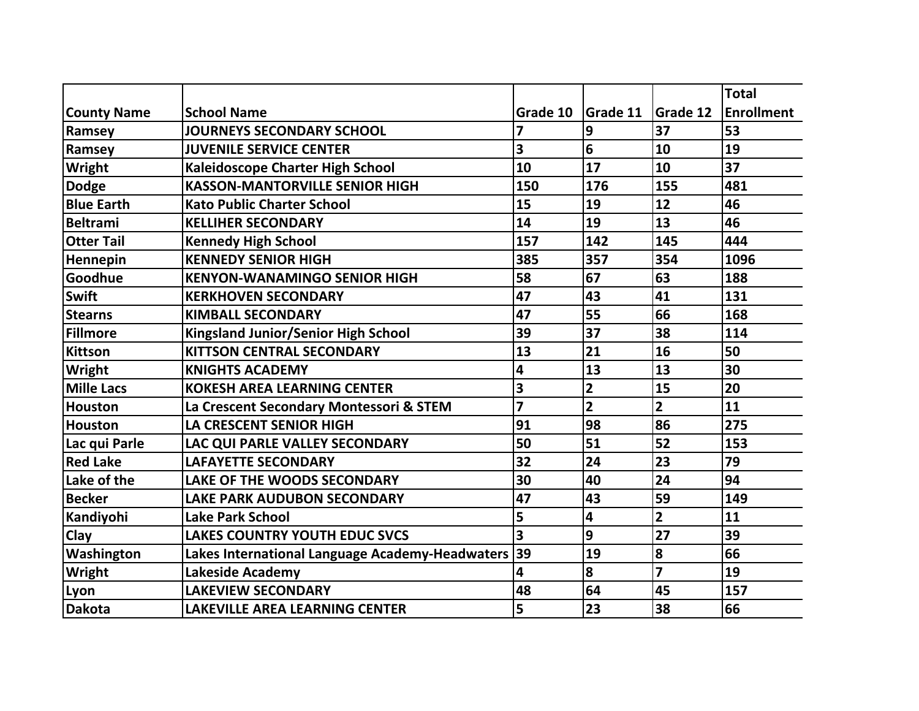| County Name | School Name | Grade 10 | Grade 11 | Grade 12 | Total Enrollment |
|---|---|---|---|---|---|
| Ramsey | JOURNEYS SECONDARY SCHOOL | 7 | 9 | 37 | 53 |
| Ramsey | JUVENILE SERVICE CENTER | 3 | 6 | 10 | 19 |
| Wright | Kaleidoscope Charter High School | 10 | 17 | 10 | 37 |
| Dodge | KASSON-MANTORVILLE SENIOR HIGH | 150 | 176 | 155 | 481 |
| Blue Earth | Kato Public Charter School | 15 | 19 | 12 | 46 |
| Beltrami | KELLIHER SECONDARY | 14 | 19 | 13 | 46 |
| Otter Tail | Kennedy High School | 157 | 142 | 145 | 444 |
| Hennepin | KENNEDY SENIOR HIGH | 385 | 357 | 354 | 1096 |
| Goodhue | KENYON-WANAMINGO SENIOR HIGH | 58 | 67 | 63 | 188 |
| Swift | KERKHOVEN SECONDARY | 47 | 43 | 41 | 131 |
| Stearns | KIMBALL SECONDARY | 47 | 55 | 66 | 168 |
| Fillmore | Kingsland Junior/Senior High School | 39 | 37 | 38 | 114 |
| Kittson | KITTSON CENTRAL SECONDARY | 13 | 21 | 16 | 50 |
| Wright | KNIGHTS ACADEMY | 4 | 13 | 13 | 30 |
| Mille Lacs | KOKESH AREA LEARNING CENTER | 3 | 2 | 15 | 20 |
| Houston | La Crescent Secondary Montessori & STEM | 7 | 2 | 2 | 11 |
| Houston | LA CRESCENT SENIOR HIGH | 91 | 98 | 86 | 275 |
| Lac qui Parle | LAC QUI PARLE VALLEY SECONDARY | 50 | 51 | 52 | 153 |
| Red Lake | LAFAYETTE SECONDARY | 32 | 24 | 23 | 79 |
| Lake of the | LAKE OF THE WOODS SECONDARY | 30 | 40 | 24 | 94 |
| Becker | LAKE PARK AUDUBON SECONDARY | 47 | 43 | 59 | 149 |
| Kandiyohi | Lake Park School | 5 | 4 | 2 | 11 |
| Clay | LAKES COUNTRY YOUTH EDUC SVCS | 3 | 9 | 27 | 39 |
| Washington | Lakes International Language Academy-Headwaters | 39 | 19 | 8 | 66 |
| Wright | Lakeside Academy | 4 | 8 | 7 | 19 |
| Lyon | LAKEVIEW SECONDARY | 48 | 64 | 45 | 157 |
| Dakota | LAKEVILLE AREA LEARNING CENTER | 5 | 23 | 38 | 66 |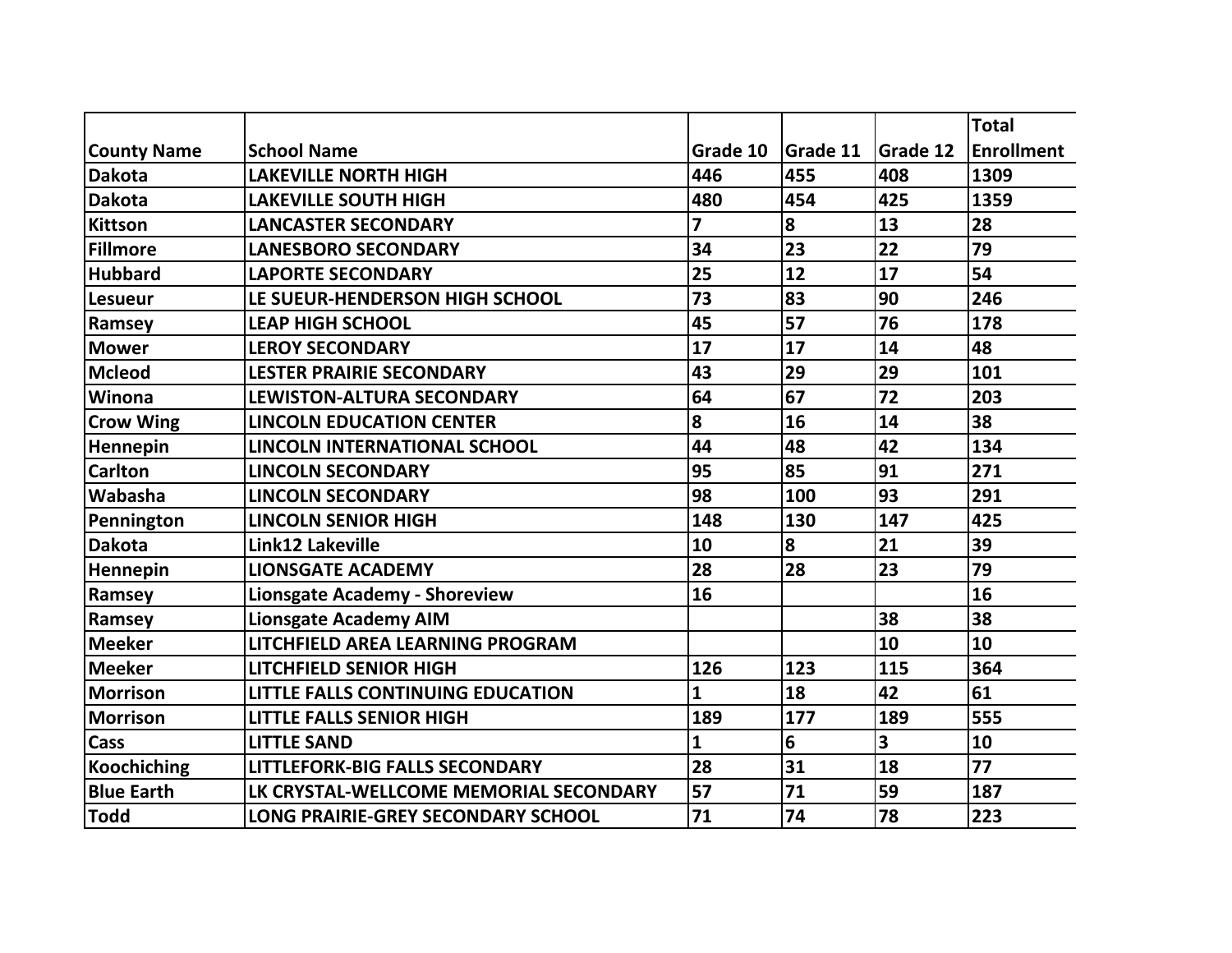| County Name | School Name | Grade 10 | Grade 11 | Grade 12 | Total Enrollment |
|---|---|---|---|---|---|
| Dakota | LAKEVILLE NORTH HIGH | 446 | 455 | 408 | 1309 |
| Dakota | LAKEVILLE SOUTH HIGH | 480 | 454 | 425 | 1359 |
| Kittson | LANCASTER SECONDARY | 7 | 8 | 13 | 28 |
| Fillmore | LANESBORO SECONDARY | 34 | 23 | 22 | 79 |
| Hubbard | LAPORTE SECONDARY | 25 | 12 | 17 | 54 |
| Lesueur | LE SUEUR-HENDERSON HIGH SCHOOL | 73 | 83 | 90 | 246 |
| Ramsey | LEAP HIGH SCHOOL | 45 | 57 | 76 | 178 |
| Mower | LEROY SECONDARY | 17 | 17 | 14 | 48 |
| Mcleod | LESTER PRAIRIE SECONDARY | 43 | 29 | 29 | 101 |
| Winona | LEWISTON-ALTURA SECONDARY | 64 | 67 | 72 | 203 |
| Crow Wing | LINCOLN EDUCATION CENTER | 8 | 16 | 14 | 38 |
| Hennepin | LINCOLN INTERNATIONAL SCHOOL | 44 | 48 | 42 | 134 |
| Carlton | LINCOLN SECONDARY | 95 | 85 | 91 | 271 |
| Wabasha | LINCOLN SECONDARY | 98 | 100 | 93 | 291 |
| Pennington | LINCOLN SENIOR HIGH | 148 | 130 | 147 | 425 |
| Dakota | Link12 Lakeville | 10 | 8 | 21 | 39 |
| Hennepin | LIONSGATE ACADEMY | 28 | 28 | 23 | 79 |
| Ramsey | Lionsgate Academy - Shoreview | 16 | | | 16 |
| Ramsey | Lionsgate Academy AIM | | | 38 | 38 |
| Meeker | LITCHFIELD AREA LEARNING PROGRAM | | | 10 | 10 |
| Meeker | LITCHFIELD SENIOR HIGH | 126 | 123 | 115 | 364 |
| Morrison | LITTLE FALLS CONTINUING EDUCATION | 1 | 18 | 42 | 61 |
| Morrison | LITTLE FALLS SENIOR HIGH | 189 | 177 | 189 | 555 |
| Cass | LITTLE SAND | 1 | 6 | 3 | 10 |
| Koochiching | LITTLEFORK-BIG FALLS SECONDARY | 28 | 31 | 18 | 77 |
| Blue Earth | LK CRYSTAL-WELLCOME MEMORIAL SECONDARY | 57 | 71 | 59 | 187 |
| Todd | LONG PRAIRIE-GREY SECONDARY SCHOOL | 71 | 74 | 78 | 223 |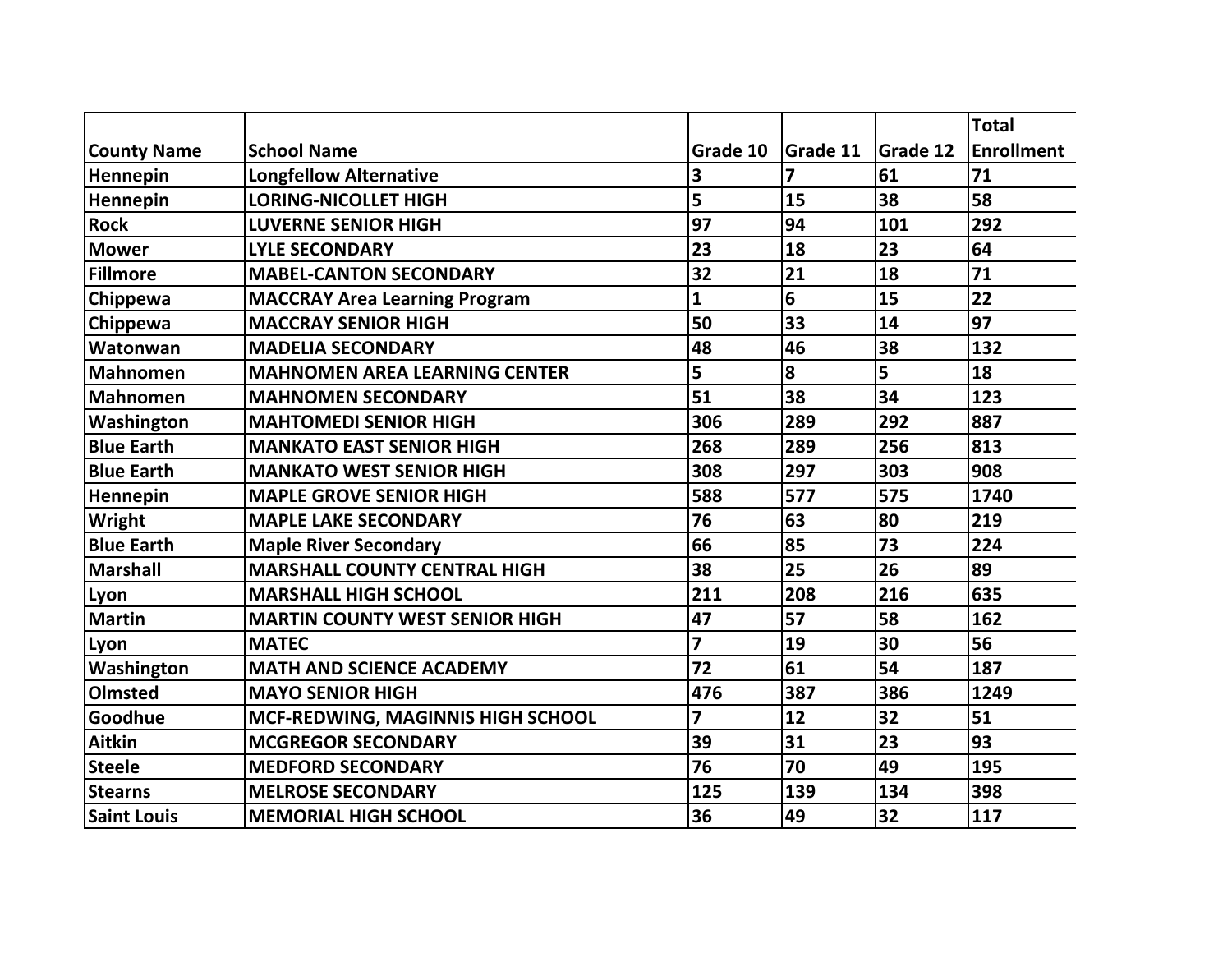| County Name | School Name | Grade 10 | Grade 11 | Grade 12 | Total Enrollment |
|---|---|---|---|---|---|
| Hennepin | Longfellow Alternative | 3 | 7 | 61 | 71 |
| Hennepin | LORING-NICOLLET HIGH | 5 | 15 | 38 | 58 |
| Rock | LUVERNE SENIOR HIGH | 97 | 94 | 101 | 292 |
| Mower | LYLE SECONDARY | 23 | 18 | 23 | 64 |
| Fillmore | MABEL-CANTON SECONDARY | 32 | 21 | 18 | 71 |
| Chippewa | MACCRAY Area Learning Program | 1 | 6 | 15 | 22 |
| Chippewa | MACCRAY SENIOR HIGH | 50 | 33 | 14 | 97 |
| Watonwan | MADELIA SECONDARY | 48 | 46 | 38 | 132 |
| Mahnomen | MAHNOMEN AREA LEARNING CENTER | 5 | 8 | 5 | 18 |
| Mahnomen | MAHNOMEN SECONDARY | 51 | 38 | 34 | 123 |
| Washington | MAHTOMEDI SENIOR HIGH | 306 | 289 | 292 | 887 |
| Blue Earth | MANKATO EAST SENIOR HIGH | 268 | 289 | 256 | 813 |
| Blue Earth | MANKATO WEST SENIOR HIGH | 308 | 297 | 303 | 908 |
| Hennepin | MAPLE GROVE SENIOR HIGH | 588 | 577 | 575 | 1740 |
| Wright | MAPLE LAKE SECONDARY | 76 | 63 | 80 | 219 |
| Blue Earth | Maple River Secondary | 66 | 85 | 73 | 224 |
| Marshall | MARSHALL COUNTY CENTRAL HIGH | 38 | 25 | 26 | 89 |
| Lyon | MARSHALL HIGH SCHOOL | 211 | 208 | 216 | 635 |
| Martin | MARTIN COUNTY WEST SENIOR HIGH | 47 | 57 | 58 | 162 |
| Lyon | MATEC | 7 | 19 | 30 | 56 |
| Washington | MATH AND SCIENCE ACADEMY | 72 | 61 | 54 | 187 |
| Olmsted | MAYO SENIOR HIGH | 476 | 387 | 386 | 1249 |
| Goodhue | MCF-REDWING, MAGINNIS HIGH SCHOOL | 7 | 12 | 32 | 51 |
| Aitkin | MCGREGOR SECONDARY | 39 | 31 | 23 | 93 |
| Steele | MEDFORD SECONDARY | 76 | 70 | 49 | 195 |
| Stearns | MELROSE SECONDARY | 125 | 139 | 134 | 398 |
| Saint Louis | MEMORIAL HIGH SCHOOL | 36 | 49 | 32 | 117 |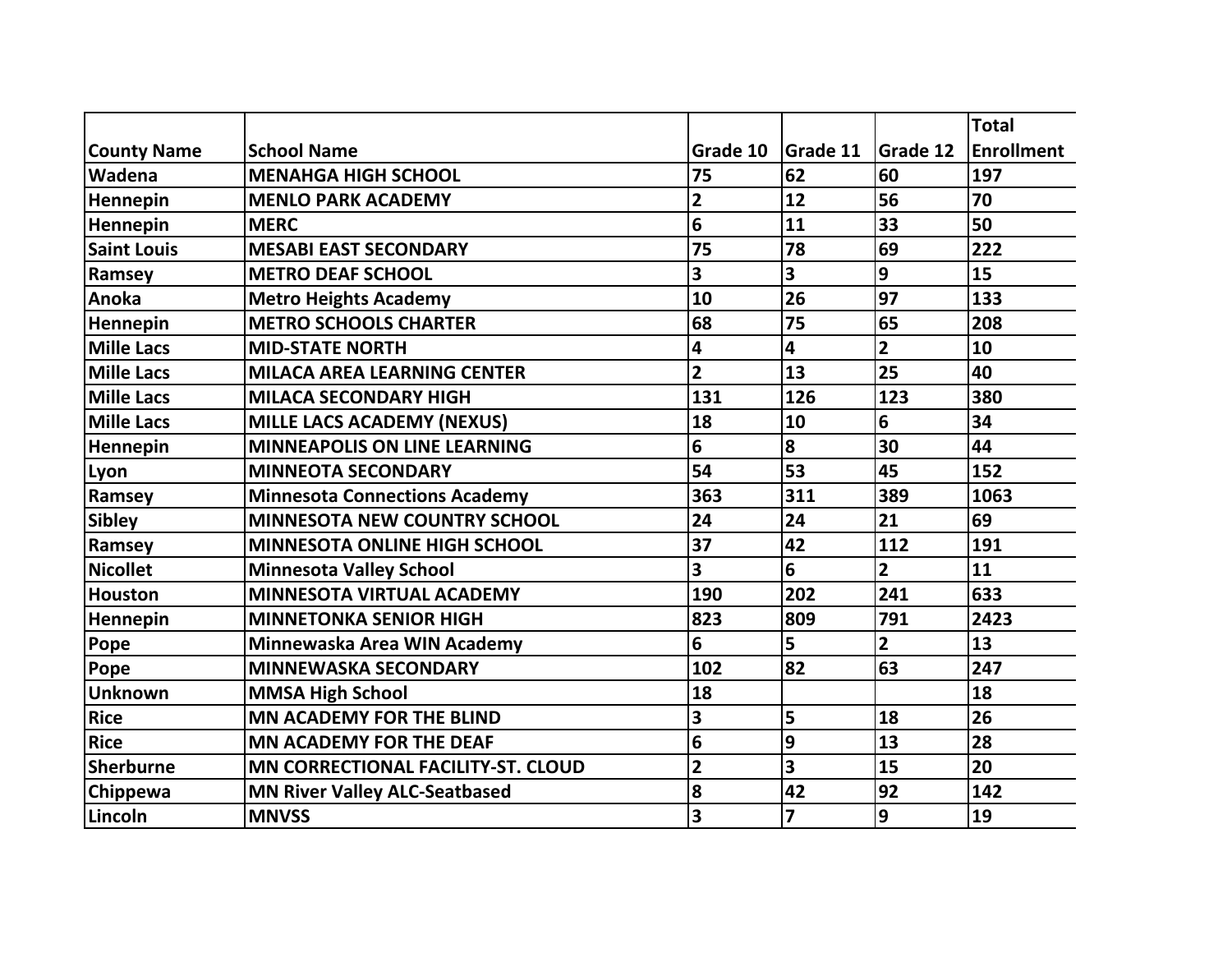| County Name | School Name | Grade 10 | Grade 11 | Grade 12 | Total Enrollment |
|---|---|---|---|---|---|
| Wadena | MENAHGA HIGH SCHOOL | 75 | 62 | 60 | 197 |
| Hennepin | MENLO PARK ACADEMY | 2 | 12 | 56 | 70 |
| Hennepin | MERC | 6 | 11 | 33 | 50 |
| Saint Louis | MESABI EAST SECONDARY | 75 | 78 | 69 | 222 |
| Ramsey | METRO DEAF SCHOOL | 3 | 3 | 9 | 15 |
| Anoka | Metro Heights Academy | 10 | 26 | 97 | 133 |
| Hennepin | METRO SCHOOLS CHARTER | 68 | 75 | 65 | 208 |
| Mille Lacs | MID-STATE NORTH | 4 | 4 | 2 | 10 |
| Mille Lacs | MILACA AREA LEARNING CENTER | 2 | 13 | 25 | 40 |
| Mille Lacs | MILACA SECONDARY HIGH | 131 | 126 | 123 | 380 |
| Mille Lacs | MILLE LACS ACADEMY (NEXUS) | 18 | 10 | 6 | 34 |
| Hennepin | MINNEAPOLIS ON LINE LEARNING | 6 | 8 | 30 | 44 |
| Lyon | MINNEOTA SECONDARY | 54 | 53 | 45 | 152 |
| Ramsey | Minnesota Connections Academy | 363 | 311 | 389 | 1063 |
| Sibley | MINNESOTA NEW COUNTRY SCHOOL | 24 | 24 | 21 | 69 |
| Ramsey | MINNESOTA ONLINE HIGH SCHOOL | 37 | 42 | 112 | 191 |
| Nicollet | Minnesota Valley School | 3 | 6 | 2 | 11 |
| Houston | MINNESOTA VIRTUAL ACADEMY | 190 | 202 | 241 | 633 |
| Hennepin | MINNETONKA SENIOR HIGH | 823 | 809 | 791 | 2423 |
| Pope | Minnewaska Area WIN Academy | 6 | 5 | 2 | 13 |
| Pope | MINNEWASKA SECONDARY | 102 | 82 | 63 | 247 |
| Unknown | MMSA High School | 18 | | | 18 |
| Rice | MN ACADEMY FOR THE BLIND | 3 | 5 | 18 | 26 |
| Rice | MN ACADEMY FOR THE DEAF | 6 | 9 | 13 | 28 |
| Sherburne | MN CORRECTIONAL FACILITY-ST. CLOUD | 2 | 3 | 15 | 20 |
| Chippewa | MN River Valley ALC-Seatbased | 8 | 42 | 92 | 142 |
| Lincoln | MNVSS | 3 | 7 | 9 | 19 |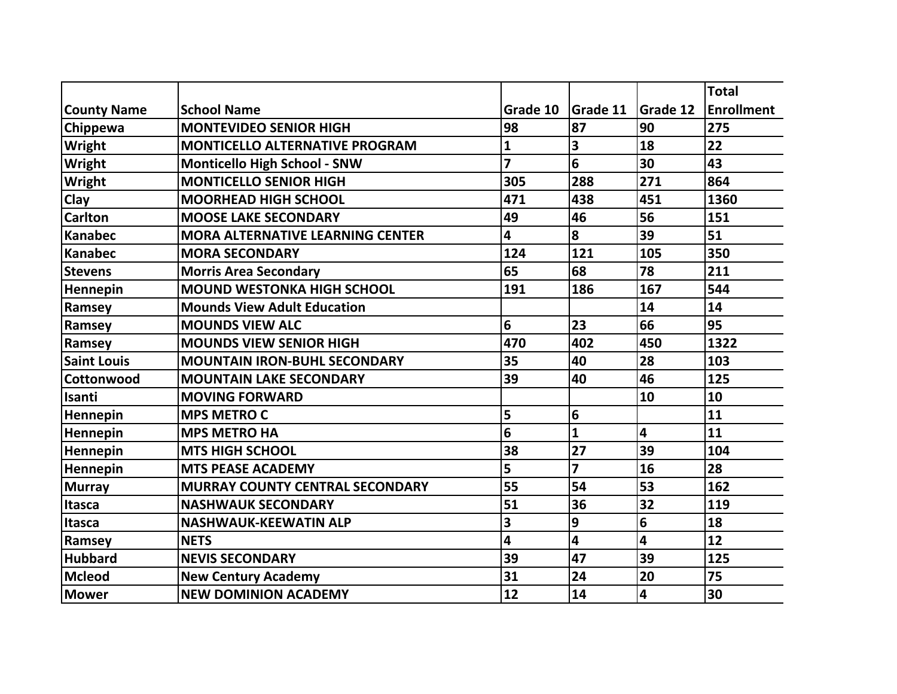| County Name | School Name | Grade 10 | Grade 11 | Grade 12 | Total Enrollment |
|---|---|---|---|---|---|
| Chippewa | MONTEVIDEO SENIOR HIGH | 98 | 87 | 90 | 275 |
| Wright | MONTICELLO ALTERNATIVE PROGRAM | 1 | 3 | 18 | 22 |
| Wright | Monticello High School - SNW | 7 | 6 | 30 | 43 |
| Wright | MONTICELLO SENIOR HIGH | 305 | 288 | 271 | 864 |
| Clay | MOORHEAD HIGH SCHOOL | 471 | 438 | 451 | 1360 |
| Carlton | MOOSE LAKE SECONDARY | 49 | 46 | 56 | 151 |
| Kanabec | MORA ALTERNATIVE LEARNING CENTER | 4 | 8 | 39 | 51 |
| Kanabec | MORA SECONDARY | 124 | 121 | 105 | 350 |
| Stevens | Morris Area Secondary | 65 | 68 | 78 | 211 |
| Hennepin | MOUND WESTONKA HIGH SCHOOL | 191 | 186 | 167 | 544 |
| Ramsey | Mounds View Adult Education | | | 14 | 14 |
| Ramsey | MOUNDS VIEW ALC | 6 | 23 | 66 | 95 |
| Ramsey | MOUNDS VIEW SENIOR HIGH | 470 | 402 | 450 | 1322 |
| Saint Louis | MOUNTAIN IRON-BUHL SECONDARY | 35 | 40 | 28 | 103 |
| Cottonwood | MOUNTAIN LAKE SECONDARY | 39 | 40 | 46 | 125 |
| Isanti | MOVING FORWARD | | | 10 | 10 |
| Hennepin | MPS METRO C | 5 | 6 | | 11 |
| Hennepin | MPS METRO HA | 6 | 1 | 4 | 11 |
| Hennepin | MTS HIGH SCHOOL | 38 | 27 | 39 | 104 |
| Hennepin | MTS PEASE ACADEMY | 5 | 7 | 16 | 28 |
| Murray | MURRAY COUNTY CENTRAL SECONDARY | 55 | 54 | 53 | 162 |
| Itasca | NASHWAUK SECONDARY | 51 | 36 | 32 | 119 |
| Itasca | NASHWAUK-KEEWATIN ALP | 3 | 9 | 6 | 18 |
| Ramsey | NETS | 4 | 4 | 4 | 12 |
| Hubbard | NEVIS SECONDARY | 39 | 47 | 39 | 125 |
| Mcleod | New Century Academy | 31 | 24 | 20 | 75 |
| Mower | NEW DOMINION ACADEMY | 12 | 14 | 4 | 30 |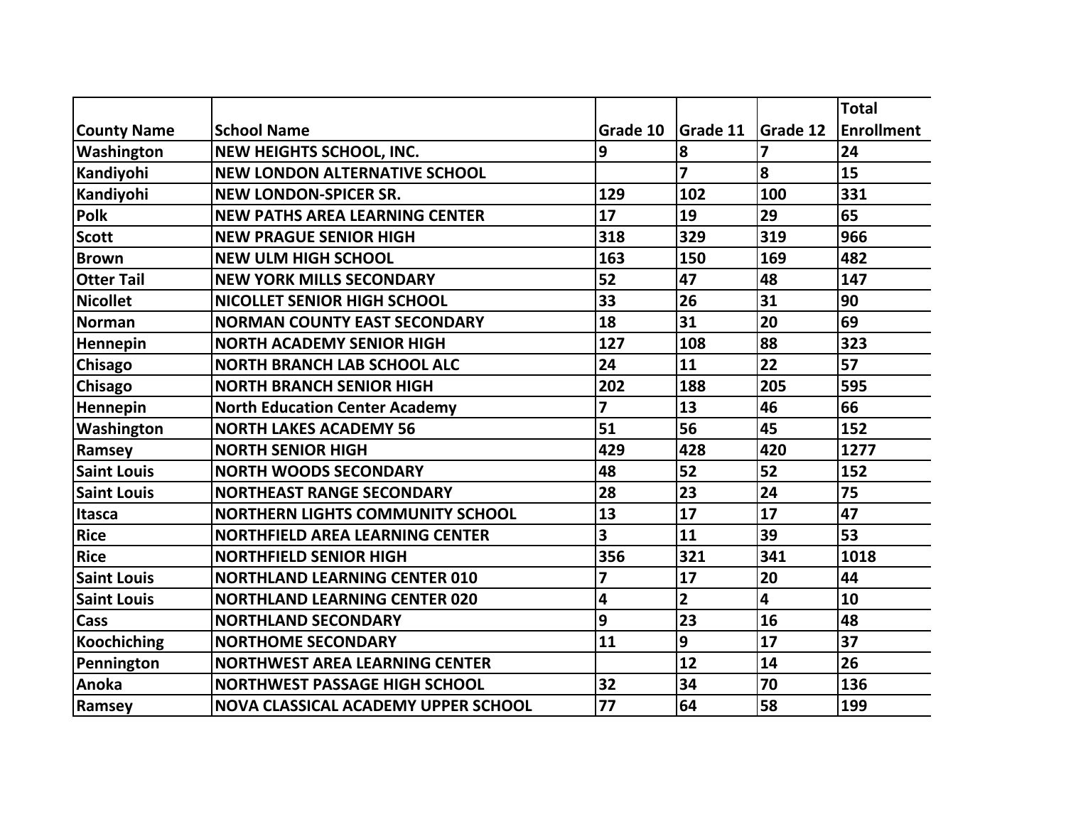| County Name | School Name | Grade 10 | Grade 11 | Grade 12 | Total Enrollment |
|---|---|---|---|---|---|
| Washington | NEW HEIGHTS SCHOOL, INC. | 9 | 8 | 7 | 24 |
| Kandiyohi | NEW LONDON ALTERNATIVE SCHOOL | | 7 | 8 | 15 |
| Kandiyohi | NEW LONDON-SPICER SR. | 129 | 102 | 100 | 331 |
| Polk | NEW PATHS AREA LEARNING CENTER | 17 | 19 | 29 | 65 |
| Scott | NEW PRAGUE SENIOR HIGH | 318 | 329 | 319 | 966 |
| Brown | NEW ULM HIGH SCHOOL | 163 | 150 | 169 | 482 |
| Otter Tail | NEW YORK MILLS SECONDARY | 52 | 47 | 48 | 147 |
| Nicollet | NICOLLET SENIOR HIGH SCHOOL | 33 | 26 | 31 | 90 |
| Norman | NORMAN COUNTY EAST SECONDARY | 18 | 31 | 20 | 69 |
| Hennepin | NORTH ACADEMY SENIOR HIGH | 127 | 108 | 88 | 323 |
| Chisago | NORTH BRANCH LAB SCHOOL ALC | 24 | 11 | 22 | 57 |
| Chisago | NORTH BRANCH SENIOR HIGH | 202 | 188 | 205 | 595 |
| Hennepin | North Education Center Academy | 7 | 13 | 46 | 66 |
| Washington | NORTH LAKES ACADEMY 56 | 51 | 56 | 45 | 152 |
| Ramsey | NORTH SENIOR HIGH | 429 | 428 | 420 | 1277 |
| Saint Louis | NORTH WOODS SECONDARY | 48 | 52 | 52 | 152 |
| Saint Louis | NORTHEAST RANGE SECONDARY | 28 | 23 | 24 | 75 |
| Itasca | NORTHERN LIGHTS COMMUNITY SCHOOL | 13 | 17 | 17 | 47 |
| Rice | NORTHFIELD AREA LEARNING CENTER | 3 | 11 | 39 | 53 |
| Rice | NORTHFIELD SENIOR HIGH | 356 | 321 | 341 | 1018 |
| Saint Louis | NORTHLAND LEARNING CENTER 010 | 7 | 17 | 20 | 44 |
| Saint Louis | NORTHLAND LEARNING CENTER 020 | 4 | 2 | 4 | 10 |
| Cass | NORTHLAND SECONDARY | 9 | 23 | 16 | 48 |
| Koochiching | NORTHOME SECONDARY | 11 | 9 | 17 | 37 |
| Pennington | NORTHWEST AREA LEARNING CENTER | | 12 | 14 | 26 |
| Anoka | NORTHWEST PASSAGE HIGH SCHOOL | 32 | 34 | 70 | 136 |
| Ramsey | NOVA CLASSICAL ACADEMY UPPER SCHOOL | 77 | 64 | 58 | 199 |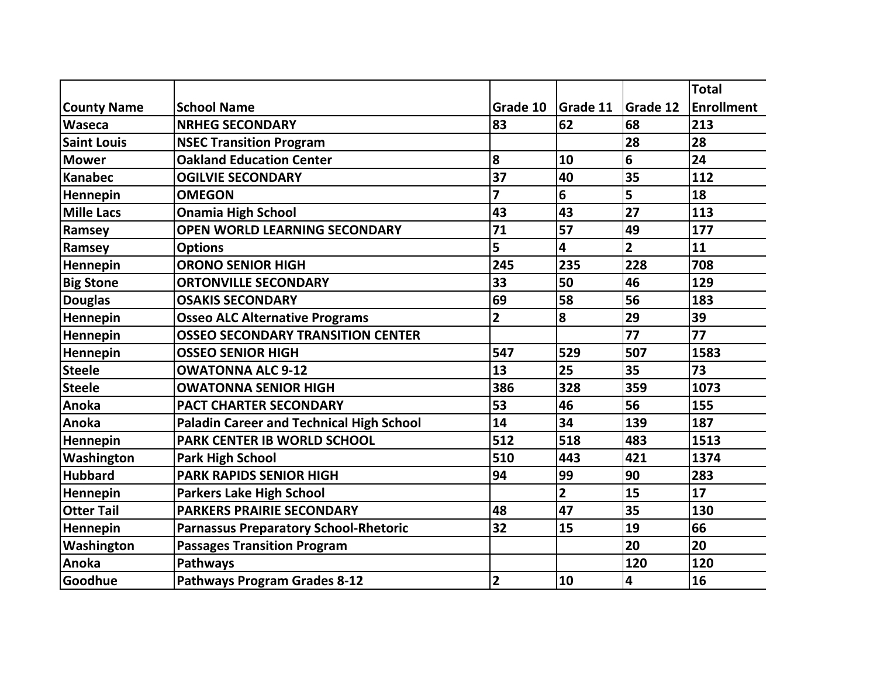| County Name | School Name | Grade 10 | Grade 11 | Grade 12 | Total Enrollment |
|---|---|---|---|---|---|
| Waseca | NRHEG SECONDARY | 83 | 62 | 68 | 213 |
| Saint Louis | NSEC Transition Program | | | 28 | 28 |
| Mower | Oakland Education Center | 8 | 10 | 6 | 24 |
| Kanabec | OGILVIE SECONDARY | 37 | 40 | 35 | 112 |
| Hennepin | OMEGON | 7 | 6 | 5 | 18 |
| Mille Lacs | Onamia High School | 43 | 43 | 27 | 113 |
| Ramsey | OPEN WORLD LEARNING SECONDARY | 71 | 57 | 49 | 177 |
| Ramsey | Options | 5 | 4 | 2 | 11 |
| Hennepin | ORONO SENIOR HIGH | 245 | 235 | 228 | 708 |
| Big Stone | ORTONVILLE SECONDARY | 33 | 50 | 46 | 129 |
| Douglas | OSAKIS SECONDARY | 69 | 58 | 56 | 183 |
| Hennepin | Osseo ALC Alternative Programs | 2 | 8 | 29 | 39 |
| Hennepin | OSSEO SECONDARY TRANSITION CENTER | | | 77 | 77 |
| Hennepin | OSSEO SENIOR HIGH | 547 | 529 | 507 | 1583 |
| Steele | OWATONNA ALC 9-12 | 13 | 25 | 35 | 73 |
| Steele | OWATONNA SENIOR HIGH | 386 | 328 | 359 | 1073 |
| Anoka | PACT CHARTER SECONDARY | 53 | 46 | 56 | 155 |
| Anoka | Paladin Career and Technical High School | 14 | 34 | 139 | 187 |
| Hennepin | PARK CENTER IB WORLD SCHOOL | 512 | 518 | 483 | 1513 |
| Washington | Park High School | 510 | 443 | 421 | 1374 |
| Hubbard | PARK RAPIDS SENIOR HIGH | 94 | 99 | 90 | 283 |
| Hennepin | Parkers Lake High School | | 2 | 15 | 17 |
| Otter Tail | PARKERS PRAIRIE SECONDARY | 48 | 47 | 35 | 130 |
| Hennepin | Parnassus Preparatory School-Rhetoric | 32 | 15 | 19 | 66 |
| Washington | Passages Transition Program | | | 20 | 20 |
| Anoka | Pathways | | | 120 | 120 |
| Goodhue | Pathways Program Grades 8-12 | 2 | 10 | 4 | 16 |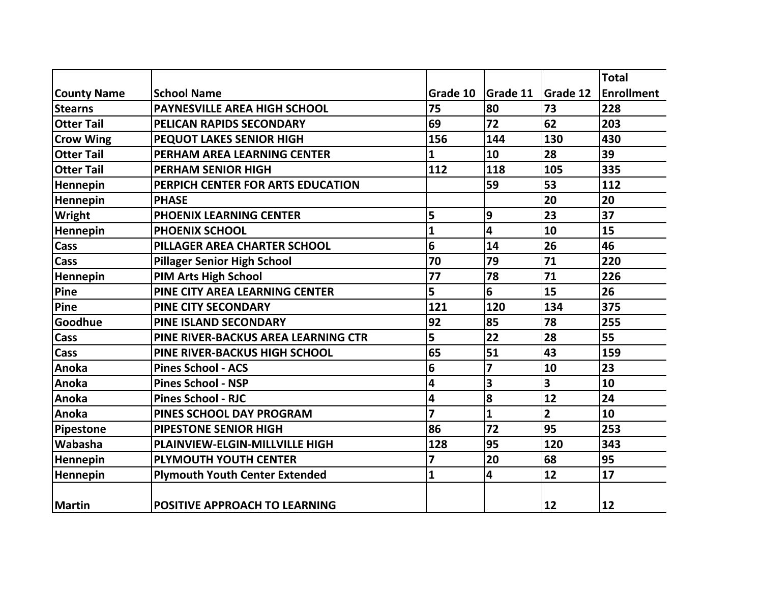| County Name | School Name | Grade 10 | Grade 11 | Grade 12 | Total Enrollment |
|---|---|---|---|---|---|
| Stearns | PAYNESVILLE AREA HIGH SCHOOL | 75 | 80 | 73 | 228 |
| Otter Tail | PELICAN RAPIDS SECONDARY | 69 | 72 | 62 | 203 |
| Crow Wing | PEQUOT LAKES SENIOR HIGH | 156 | 144 | 130 | 430 |
| Otter Tail | PERHAM AREA LEARNING CENTER | 1 | 10 | 28 | 39 |
| Otter Tail | PERHAM SENIOR HIGH | 112 | 118 | 105 | 335 |
| Hennepin | PERPICH CENTER FOR ARTS EDUCATION | | 59 | 53 | 112 |
| Hennepin | PHASE | | | 20 | 20 |
| Wright | PHOENIX LEARNING CENTER | 5 | 9 | 23 | 37 |
| Hennepin | PHOENIX SCHOOL | 1 | 4 | 10 | 15 |
| Cass | PILLAGER AREA CHARTER SCHOOL | 6 | 14 | 26 | 46 |
| Cass | Pillager Senior High School | 70 | 79 | 71 | 220 |
| Hennepin | PIM Arts High School | 77 | 78 | 71 | 226 |
| Pine | PINE CITY AREA LEARNING CENTER | 5 | 6 | 15 | 26 |
| Pine | PINE CITY SECONDARY | 121 | 120 | 134 | 375 |
| Goodhue | PINE ISLAND SECONDARY | 92 | 85 | 78 | 255 |
| Cass | PINE RIVER-BACKUS AREA LEARNING CTR | 5 | 22 | 28 | 55 |
| Cass | PINE RIVER-BACKUS HIGH SCHOOL | 65 | 51 | 43 | 159 |
| Anoka | Pines School - ACS | 6 | 7 | 10 | 23 |
| Anoka | Pines School - NSP | 4 | 3 | 3 | 10 |
| Anoka | Pines School - RJC | 4 | 8 | 12 | 24 |
| Anoka | PINES SCHOOL DAY PROGRAM | 7 | 1 | 2 | 10 |
| Pipestone | PIPESTONE SENIOR HIGH | 86 | 72 | 95 | 253 |
| Wabasha | PLAINVIEW-ELGIN-MILLVILLE HIGH | 128 | 95 | 120 | 343 |
| Hennepin | PLYMOUTH YOUTH CENTER | 7 | 20 | 68 | 95 |
| Hennepin | Plymouth Youth Center Extended | 1 | 4 | 12 | 17 |
| Martin | POSITIVE APPROACH TO LEARNING | | | 12 | 12 |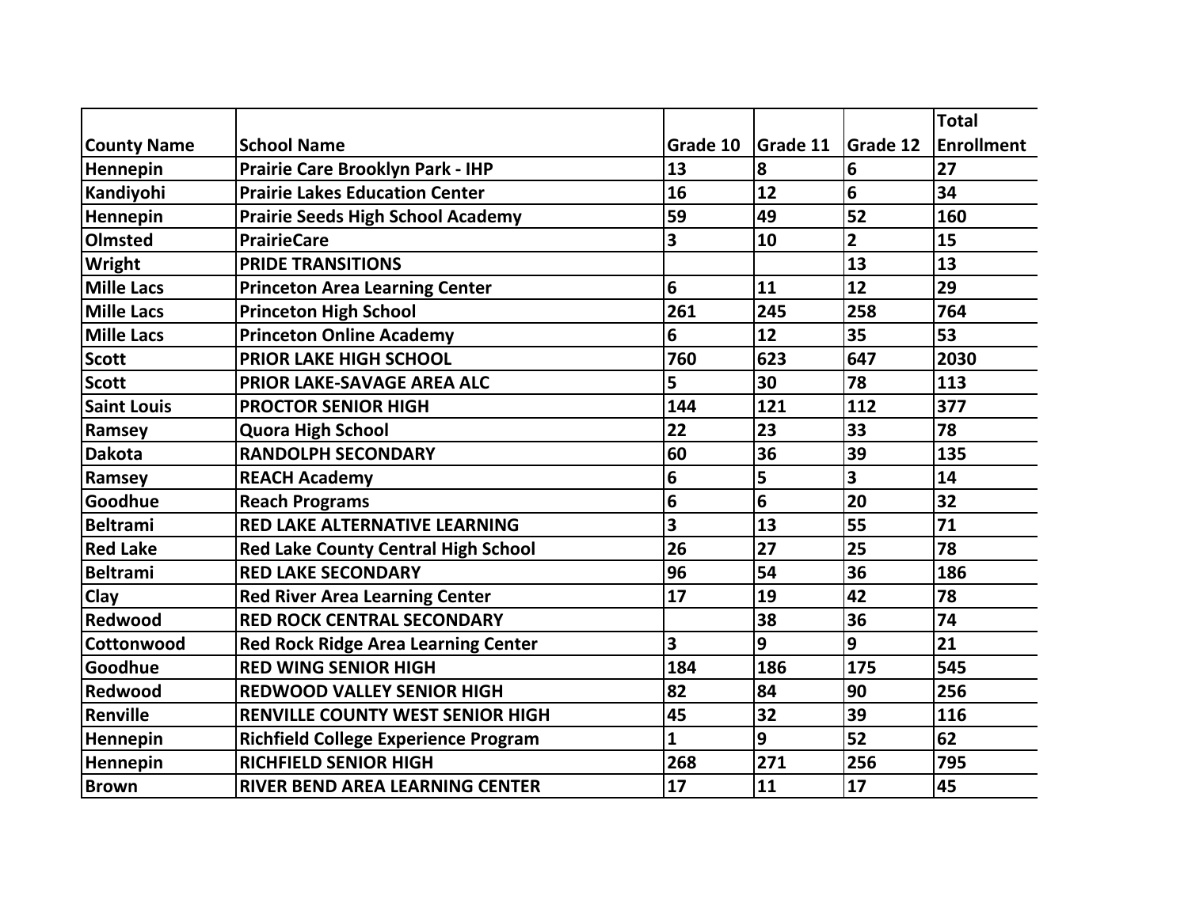| County Name | School Name | Grade 10 | Grade 11 | Grade 12 | Total Enrollment |
|---|---|---|---|---|---|
| Hennepin | Prairie Care Brooklyn Park - IHP | 13 | 8 | 6 | 27 |
| Kandiyohi | Prairie Lakes Education Center | 16 | 12 | 6 | 34 |
| Hennepin | Prairie Seeds High School Academy | 59 | 49 | 52 | 160 |
| Olmsted | PrairieCare | 3 | 10 | 2 | 15 |
| Wright | PRIDE TRANSITIONS | | | 13 | 13 |
| Mille Lacs | Princeton Area Learning Center | 6 | 11 | 12 | 29 |
| Mille Lacs | Princeton High School | 261 | 245 | 258 | 764 |
| Mille Lacs | Princeton Online Academy | 6 | 12 | 35 | 53 |
| Scott | PRIOR LAKE HIGH SCHOOL | 760 | 623 | 647 | 2030 |
| Scott | PRIOR LAKE-SAVAGE AREA ALC | 5 | 30 | 78 | 113 |
| Saint Louis | PROCTOR SENIOR HIGH | 144 | 121 | 112 | 377 |
| Ramsey | Quora High School | 22 | 23 | 33 | 78 |
| Dakota | RANDOLPH SECONDARY | 60 | 36 | 39 | 135 |
| Ramsey | REACH Academy | 6 | 5 | 3 | 14 |
| Goodhue | Reach Programs | 6 | 6 | 20 | 32 |
| Beltrami | RED LAKE ALTERNATIVE LEARNING | 3 | 13 | 55 | 71 |
| Red Lake | Red Lake County Central High School | 26 | 27 | 25 | 78 |
| Beltrami | RED LAKE SECONDARY | 96 | 54 | 36 | 186 |
| Clay | Red River Area Learning Center | 17 | 19 | 42 | 78 |
| Redwood | RED ROCK CENTRAL SECONDARY | | 38 | 36 | 74 |
| Cottonwood | Red Rock Ridge Area Learning Center | 3 | 9 | 9 | 21 |
| Goodhue | RED WING SENIOR HIGH | 184 | 186 | 175 | 545 |
| Redwood | REDWOOD VALLEY SENIOR HIGH | 82 | 84 | 90 | 256 |
| Renville | RENVILLE COUNTY WEST SENIOR HIGH | 45 | 32 | 39 | 116 |
| Hennepin | Richfield College Experience Program | 1 | 9 | 52 | 62 |
| Hennepin | RICHFIELD SENIOR HIGH | 268 | 271 | 256 | 795 |
| Brown | RIVER BEND AREA LEARNING CENTER | 17 | 11 | 17 | 45 |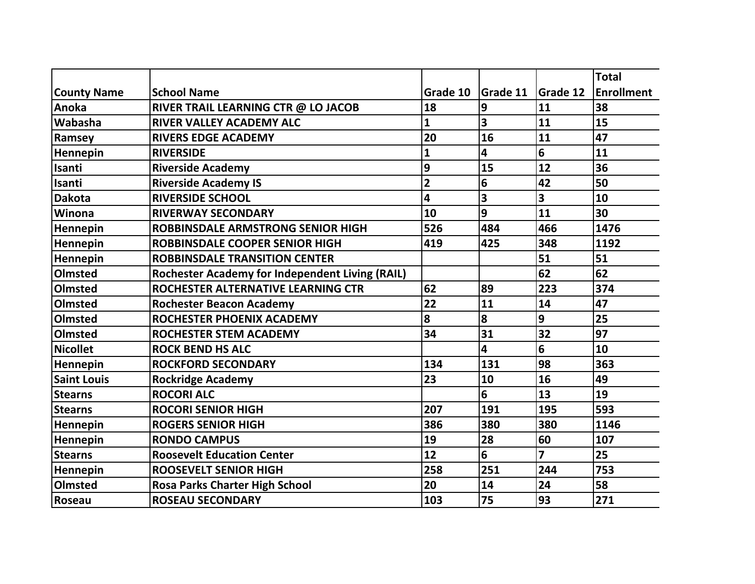| County Name | School Name | Grade 10 | Grade 11 | Grade 12 | Total Enrollment |
|---|---|---|---|---|---|
| Anoka | RIVER TRAIL LEARNING CTR @ LO JACOB | 18 | 9 | 11 | 38 |
| Wabasha | RIVER VALLEY ACADEMY ALC | 1 | 3 | 11 | 15 |
| Ramsey | RIVERS EDGE ACADEMY | 20 | 16 | 11 | 47 |
| Hennepin | RIVERSIDE | 1 | 4 | 6 | 11 |
| Isanti | Riverside Academy | 9 | 15 | 12 | 36 |
| Isanti | Riverside Academy IS | 2 | 6 | 42 | 50 |
| Dakota | RIVERSIDE SCHOOL | 4 | 3 | 3 | 10 |
| Winona | RIVERWAY SECONDARY | 10 | 9 | 11 | 30 |
| Hennepin | ROBBINSDALE ARMSTRONG SENIOR HIGH | 526 | 484 | 466 | 1476 |
| Hennepin | ROBBINSDALE COOPER SENIOR HIGH | 419 | 425 | 348 | 1192 |
| Hennepin | ROBBINSDALE TRANSITION CENTER | | | 51 | 51 |
| Olmsted | Rochester Academy for Independent Living (RAIL) | | | 62 | 62 |
| Olmsted | ROCHESTER ALTERNATIVE LEARNING CTR | 62 | 89 | 223 | 374 |
| Olmsted | Rochester Beacon Academy | 22 | 11 | 14 | 47 |
| Olmsted | ROCHESTER PHOENIX ACADEMY | 8 | 8 | 9 | 25 |
| Olmsted | ROCHESTER STEM ACADEMY | 34 | 31 | 32 | 97 |
| Nicollet | ROCK BEND HS ALC | | 4 | 6 | 10 |
| Hennepin | ROCKFORD SECONDARY | 134 | 131 | 98 | 363 |
| Saint Louis | Rockridge Academy | 23 | 10 | 16 | 49 |
| Stearns | ROCORI ALC | | 6 | 13 | 19 |
| Stearns | ROCORI SENIOR HIGH | 207 | 191 | 195 | 593 |
| Hennepin | ROGERS SENIOR HIGH | 386 | 380 | 380 | 1146 |
| Hennepin | RONDO CAMPUS | 19 | 28 | 60 | 107 |
| Stearns | Roosevelt Education Center | 12 | 6 | 7 | 25 |
| Hennepin | ROOSEVELT SENIOR HIGH | 258 | 251 | 244 | 753 |
| Olmsted | Rosa Parks Charter High School | 20 | 14 | 24 | 58 |
| Roseau | ROSEAU SECONDARY | 103 | 75 | 93 | 271 |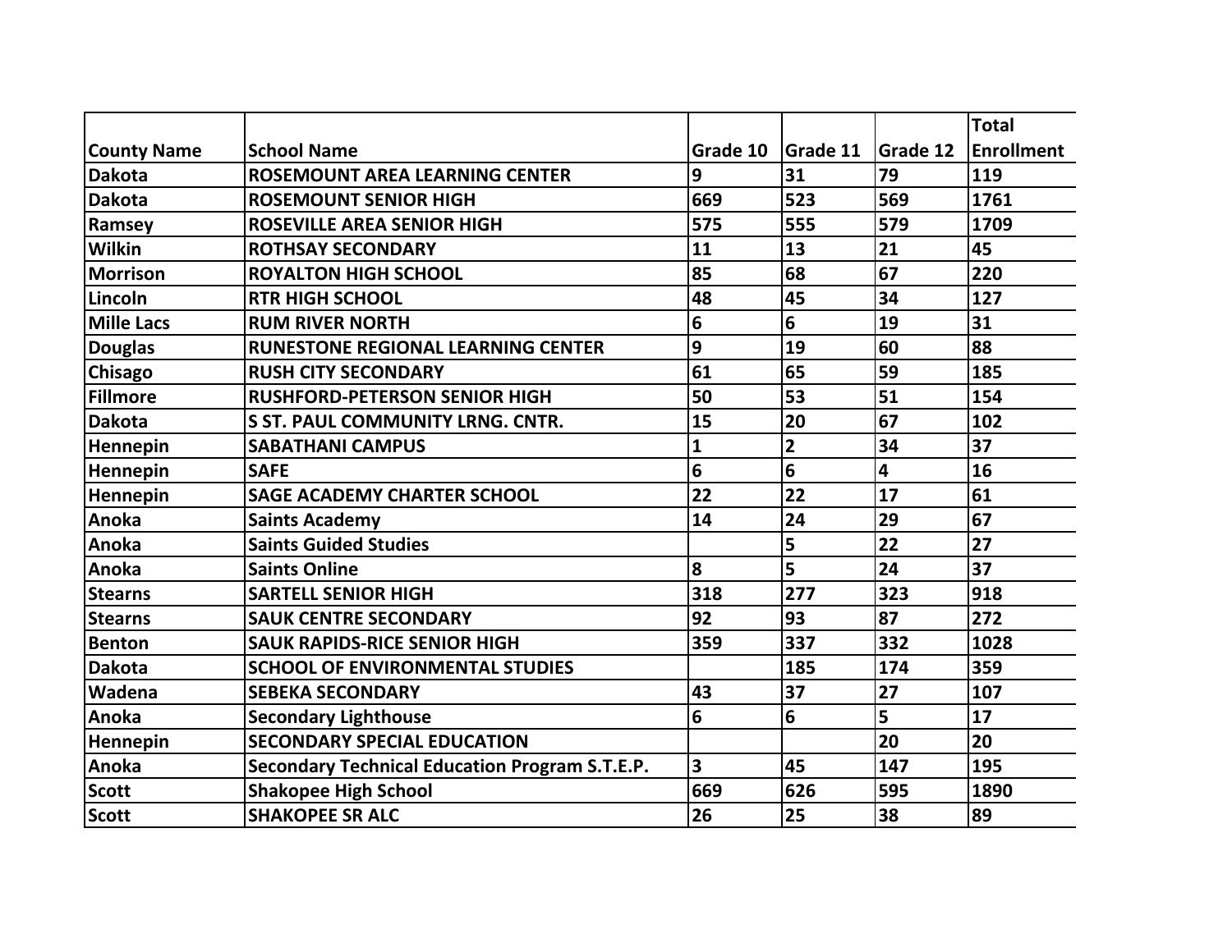| County Name | School Name | Grade 10 | Grade 11 | Grade 12 | Total Enrollment |
|---|---|---|---|---|---|
| Dakota | ROSEMOUNT AREA LEARNING CENTER | 9 | 31 | 79 | 119 |
| Dakota | ROSEMOUNT SENIOR HIGH | 669 | 523 | 569 | 1761 |
| Ramsey | ROSEVILLE AREA SENIOR HIGH | 575 | 555 | 579 | 1709 |
| Wilkin | ROTHSAY SECONDARY | 11 | 13 | 21 | 45 |
| Morrison | ROYALTON HIGH SCHOOL | 85 | 68 | 67 | 220 |
| Lincoln | RTR HIGH SCHOOL | 48 | 45 | 34 | 127 |
| Mille Lacs | RUM RIVER NORTH | 6 | 6 | 19 | 31 |
| Douglas | RUNESTONE REGIONAL LEARNING CENTER | 9 | 19 | 60 | 88 |
| Chisago | RUSH CITY SECONDARY | 61 | 65 | 59 | 185 |
| Fillmore | RUSHFORD-PETERSON SENIOR HIGH | 50 | 53 | 51 | 154 |
| Dakota | S ST. PAUL COMMUNITY LRNG. CNTR. | 15 | 20 | 67 | 102 |
| Hennepin | SABATHANI CAMPUS | 1 | 2 | 34 | 37 |
| Hennepin | SAFE | 6 | 6 | 4 | 16 |
| Hennepin | SAGE ACADEMY CHARTER SCHOOL | 22 | 22 | 17 | 61 |
| Anoka | Saints Academy | 14 | 24 | 29 | 67 |
| Anoka | Saints Guided Studies | | 5 | 22 | 27 |
| Anoka | Saints Online | 8 | 5 | 24 | 37 |
| Stearns | SARTELL SENIOR HIGH | 318 | 277 | 323 | 918 |
| Stearns | SAUK CENTRE SECONDARY | 92 | 93 | 87 | 272 |
| Benton | SAUK RAPIDS-RICE SENIOR HIGH | 359 | 337 | 332 | 1028 |
| Dakota | SCHOOL OF ENVIRONMENTAL STUDIES | | 185 | 174 | 359 |
| Wadena | SEBEKA SECONDARY | 43 | 37 | 27 | 107 |
| Anoka | Secondary Lighthouse | 6 | 6 | 5 | 17 |
| Hennepin | SECONDARY SPECIAL EDUCATION | | | 20 | 20 |
| Anoka | Secondary Technical Education Program S.T.E.P. | 3 | 45 | 147 | 195 |
| Scott | Shakopee High School | 669 | 626 | 595 | 1890 |
| Scott | SHAKOPEE SR ALC | 26 | 25 | 38 | 89 |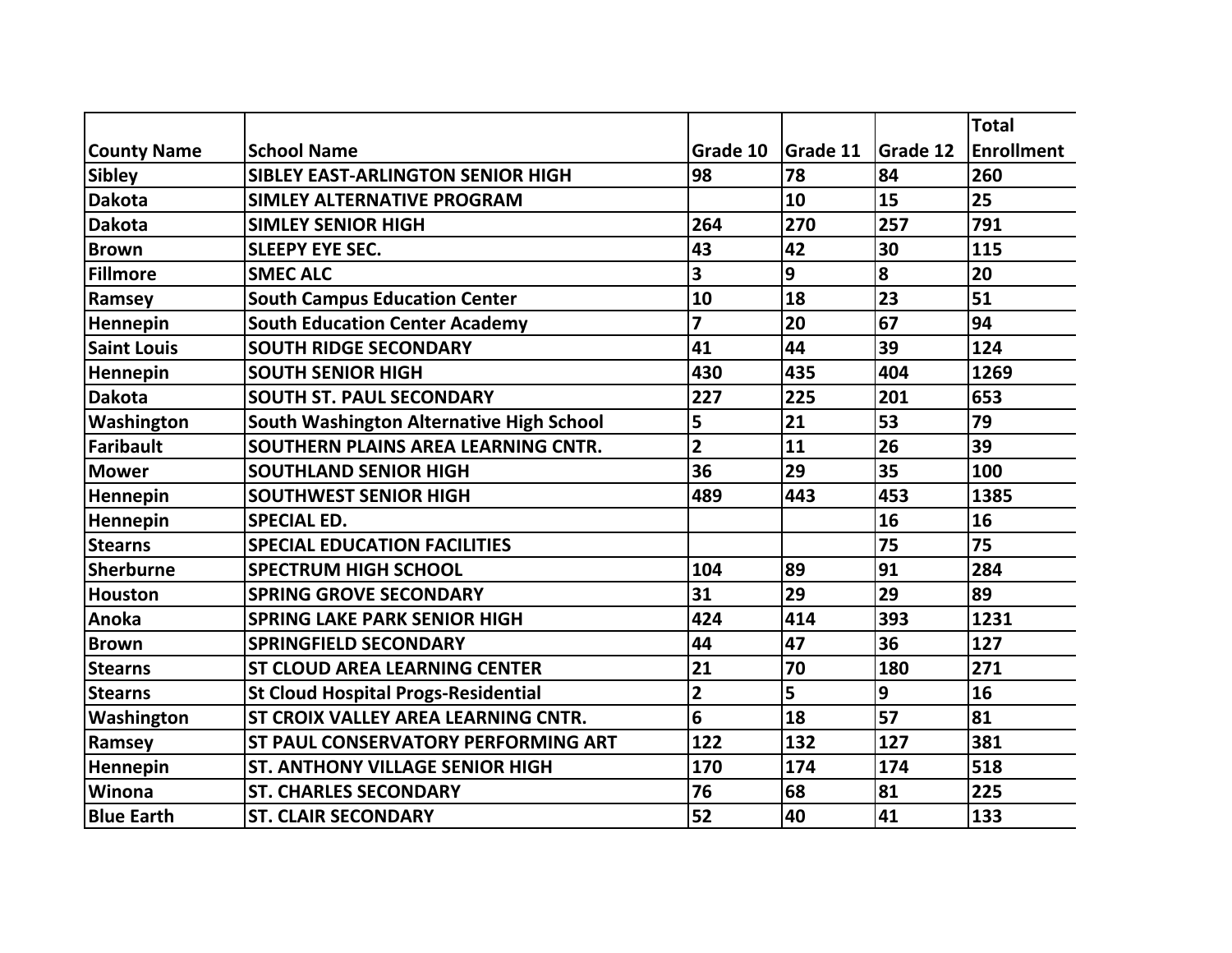| County Name | School Name | Grade 10 | Grade 11 | Grade 12 | Total Enrollment |
|---|---|---|---|---|---|
| Sibley | SIBLEY EAST-ARLINGTON SENIOR HIGH | 98 | 78 | 84 | 260 |
| Dakota | SIMLEY ALTERNATIVE PROGRAM | | 10 | 15 | 25 |
| Dakota | SIMLEY SENIOR HIGH | 264 | 270 | 257 | 791 |
| Brown | SLEEPY EYE SEC. | 43 | 42 | 30 | 115 |
| Fillmore | SMEC ALC | 3 | 9 | 8 | 20 |
| Ramsey | South Campus Education Center | 10 | 18 | 23 | 51 |
| Hennepin | South Education Center Academy | 7 | 20 | 67 | 94 |
| Saint Louis | SOUTH RIDGE SECONDARY | 41 | 44 | 39 | 124 |
| Hennepin | SOUTH SENIOR HIGH | 430 | 435 | 404 | 1269 |
| Dakota | SOUTH ST. PAUL SECONDARY | 227 | 225 | 201 | 653 |
| Washington | South Washington Alternative High School | 5 | 21 | 53 | 79 |
| Faribault | SOUTHERN PLAINS AREA LEARNING CNTR. | 2 | 11 | 26 | 39 |
| Mower | SOUTHLAND SENIOR HIGH | 36 | 29 | 35 | 100 |
| Hennepin | SOUTHWEST SENIOR HIGH | 489 | 443 | 453 | 1385 |
| Hennepin | SPECIAL ED. | | | 16 | 16 |
| Stearns | SPECIAL EDUCATION FACILITIES | | | 75 | 75 |
| Sherburne | SPECTRUM HIGH SCHOOL | 104 | 89 | 91 | 284 |
| Houston | SPRING GROVE SECONDARY | 31 | 29 | 29 | 89 |
| Anoka | SPRING LAKE PARK SENIOR HIGH | 424 | 414 | 393 | 1231 |
| Brown | SPRINGFIELD SECONDARY | 44 | 47 | 36 | 127 |
| Stearns | ST CLOUD AREA LEARNING CENTER | 21 | 70 | 180 | 271 |
| Stearns | St Cloud Hospital Progs-Residential | 2 | 5 | 9 | 16 |
| Washington | ST CROIX VALLEY AREA LEARNING CNTR. | 6 | 18 | 57 | 81 |
| Ramsey | ST PAUL CONSERVATORY PERFORMING ART | 122 | 132 | 127 | 381 |
| Hennepin | ST. ANTHONY VILLAGE SENIOR HIGH | 170 | 174 | 174 | 518 |
| Winona | ST. CHARLES SECONDARY | 76 | 68 | 81 | 225 |
| Blue Earth | ST. CLAIR SECONDARY | 52 | 40 | 41 | 133 |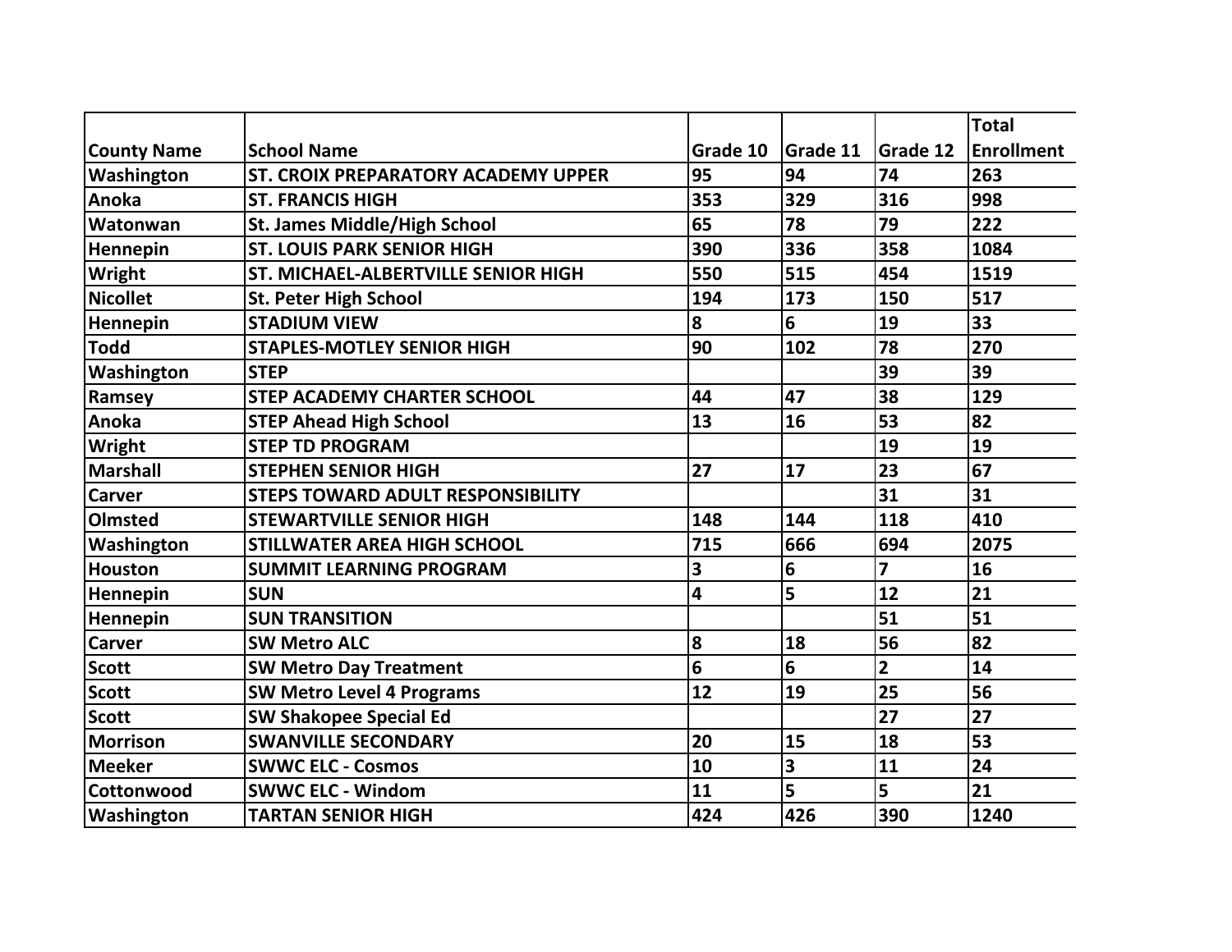| County Name | School Name | Grade 10 | Grade 11 | Grade 12 | Total Enrollment |
|---|---|---|---|---|---|
| Washington | ST. CROIX PREPARATORY ACADEMY UPPER | 95 | 94 | 74 | 263 |
| Anoka | ST. FRANCIS HIGH | 353 | 329 | 316 | 998 |
| Watonwan | St. James Middle/High School | 65 | 78 | 79 | 222 |
| Hennepin | ST. LOUIS PARK SENIOR HIGH | 390 | 336 | 358 | 1084 |
| Wright | ST. MICHAEL-ALBERTVILLE SENIOR HIGH | 550 | 515 | 454 | 1519 |
| Nicollet | St. Peter High School | 194 | 173 | 150 | 517 |
| Hennepin | STADIUM VIEW | 8 | 6 | 19 | 33 |
| Todd | STAPLES-MOTLEY SENIOR HIGH | 90 | 102 | 78 | 270 |
| Washington | STEP | | | 39 | 39 |
| Ramsey | STEP ACADEMY CHARTER SCHOOL | 44 | 47 | 38 | 129 |
| Anoka | STEP Ahead High School | 13 | 16 | 53 | 82 |
| Wright | STEP TD PROGRAM | | | 19 | 19 |
| Marshall | STEPHEN SENIOR HIGH | 27 | 17 | 23 | 67 |
| Carver | STEPS TOWARD ADULT RESPONSIBILITY | | | 31 | 31 |
| Olmsted | STEWARTVILLE SENIOR HIGH | 148 | 144 | 118 | 410 |
| Washington | STILLWATER AREA HIGH SCHOOL | 715 | 666 | 694 | 2075 |
| Houston | SUMMIT LEARNING PROGRAM | 3 | 6 | 7 | 16 |
| Hennepin | SUN | 4 | 5 | 12 | 21 |
| Hennepin | SUN TRANSITION | | | 51 | 51 |
| Carver | SW Metro ALC | 8 | 18 | 56 | 82 |
| Scott | SW Metro Day Treatment | 6 | 6 | 2 | 14 |
| Scott | SW Metro Level 4 Programs | 12 | 19 | 25 | 56 |
| Scott | SW Shakopee Special Ed | | | 27 | 27 |
| Morrison | SWANVILLE SECONDARY | 20 | 15 | 18 | 53 |
| Meeker | SWWC ELC - Cosmos | 10 | 3 | 11 | 24 |
| Cottonwood | SWWC ELC - Windom | 11 | 5 | 5 | 21 |
| Washington | TARTAN SENIOR HIGH | 424 | 426 | 390 | 1240 |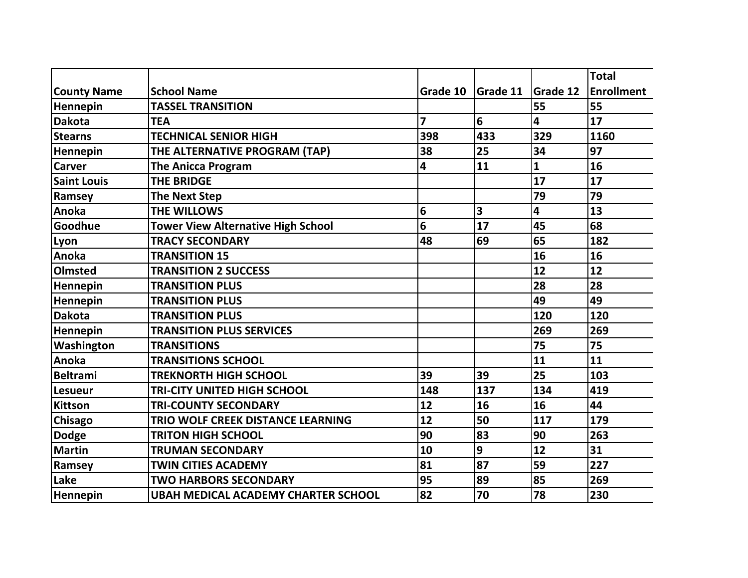| County Name | School Name | Grade 10 | Grade 11 | Grade 12 | Total Enrollment |
| --- | --- | --- | --- | --- | --- |
| Hennepin | TASSEL TRANSITION | | | 55 | 55 |
| Dakota | TEA | 7 | 6 | 4 | 17 |
| Stearns | TECHNICAL SENIOR HIGH | 398 | 433 | 329 | 1160 |
| Hennepin | THE ALTERNATIVE PROGRAM (TAP) | 38 | 25 | 34 | 97 |
| Carver | The Anicca Program | 4 | 11 | 1 | 16 |
| Saint Louis | THE BRIDGE | | | 17 | 17 |
| Ramsey | The Next Step | | | 79 | 79 |
| Anoka | THE WILLOWS | 6 | 3 | 4 | 13 |
| Goodhue | Tower View Alternative High School | 6 | 17 | 45 | 68 |
| Lyon | TRACY SECONDARY | 48 | 69 | 65 | 182 |
| Anoka | TRANSITION 15 | | | 16 | 16 |
| Olmsted | TRANSITION 2 SUCCESS | | | 12 | 12 |
| Hennepin | TRANSITION PLUS | | | 28 | 28 |
| Hennepin | TRANSITION PLUS | | | 49 | 49 |
| Dakota | TRANSITION PLUS | | | 120 | 120 |
| Hennepin | TRANSITION PLUS SERVICES | | | 269 | 269 |
| Washington | TRANSITIONS | | | 75 | 75 |
| Anoka | TRANSITIONS SCHOOL | | | 11 | 11 |
| Beltrami | TREKNORTH HIGH SCHOOL | 39 | 39 | 25 | 103 |
| Lesueur | TRI-CITY UNITED HIGH SCHOOL | 148 | 137 | 134 | 419 |
| Kittson | TRI-COUNTY SECONDARY | 12 | 16 | 16 | 44 |
| Chisago | TRIO WOLF CREEK DISTANCE LEARNING | 12 | 50 | 117 | 179 |
| Dodge | TRITON HIGH SCHOOL | 90 | 83 | 90 | 263 |
| Martin | TRUMAN SECONDARY | 10 | 9 | 12 | 31 |
| Ramsey | TWIN CITIES ACADEMY | 81 | 87 | 59 | 227 |
| Lake | TWO HARBORS SECONDARY | 95 | 89 | 85 | 269 |
| Hennepin | UBAH MEDICAL ACADEMY CHARTER SCHOOL | 82 | 70 | 78 | 230 |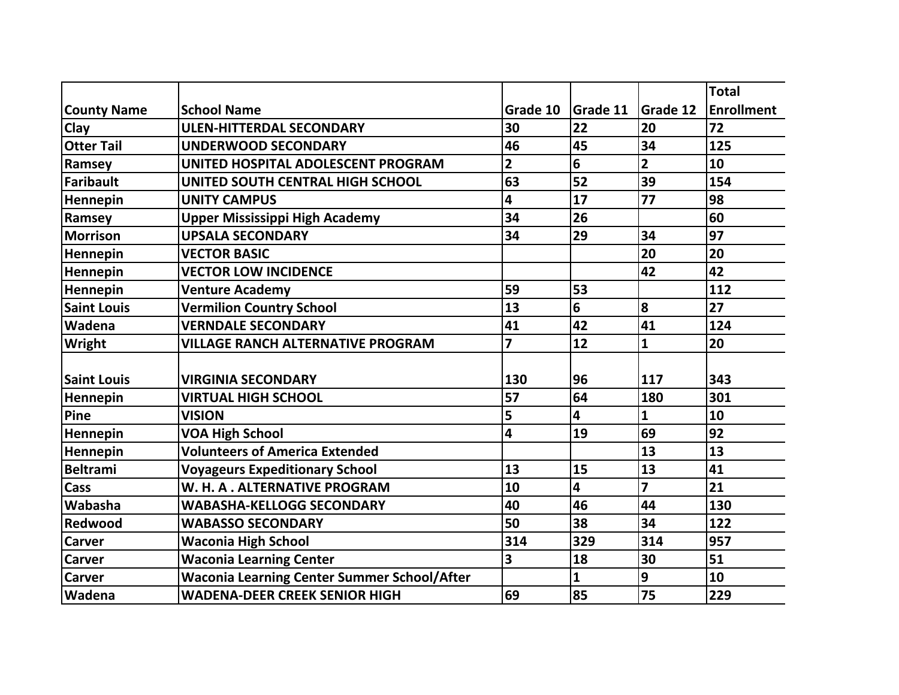| County Name | School Name | Grade 10 | Grade 11 | Grade 12 | Total Enrollment |
|---|---|---|---|---|---|
| Clay | ULEN-HITTERDAL SECONDARY | 30 | 22 | 20 | 72 |
| Otter Tail | UNDERWOOD SECONDARY | 46 | 45 | 34 | 125 |
| Ramsey | UNITED HOSPITAL ADOLESCENT PROGRAM | 2 | 6 | 2 | 10 |
| Faribault | UNITED SOUTH CENTRAL HIGH SCHOOL | 63 | 52 | 39 | 154 |
| Hennepin | UNITY CAMPUS | 4 | 17 | 77 | 98 |
| Ramsey | Upper Mississippi High Academy | 34 | 26 | | 60 |
| Morrison | UPSALA SECONDARY | 34 | 29 | 34 | 97 |
| Hennepin | VECTOR BASIC | | | 20 | 20 |
| Hennepin | VECTOR LOW INCIDENCE | | | 42 | 42 |
| Hennepin | Venture Academy | 59 | 53 | | 112 |
| Saint Louis | Vermilion Country School | 13 | 6 | 8 | 27 |
| Wadena | VERNDALE SECONDARY | 41 | 42 | 41 | 124 |
| Wright | VILLAGE RANCH ALTERNATIVE PROGRAM | 7 | 12 | 1 | 20 |
| Saint Louis | VIRGINIA SECONDARY | 130 | 96 | 117 | 343 |
| Hennepin | VIRTUAL HIGH SCHOOL | 57 | 64 | 180 | 301 |
| Pine | VISION | 5 | 4 | 1 | 10 |
| Hennepin | VOA High School | 4 | 19 | 69 | 92 |
| Hennepin | Volunteers of America Extended | | | 13 | 13 |
| Beltrami | Voyageurs Expeditionary School | 13 | 15 | 13 | 41 |
| Cass | W. H. A . ALTERNATIVE PROGRAM | 10 | 4 | 7 | 21 |
| Wabasha | WABASHA-KELLOGG SECONDARY | 40 | 46 | 44 | 130 |
| Redwood | WABASSO SECONDARY | 50 | 38 | 34 | 122 |
| Carver | Waconia High School | 314 | 329 | 314 | 957 |
| Carver | Waconia Learning Center | 3 | 18 | 30 | 51 |
| Carver | Waconia Learning Center Summer School/After | | 1 | 9 | 10 |
| Wadena | WADENA-DEER CREEK SENIOR HIGH | 69 | 85 | 75 | 229 |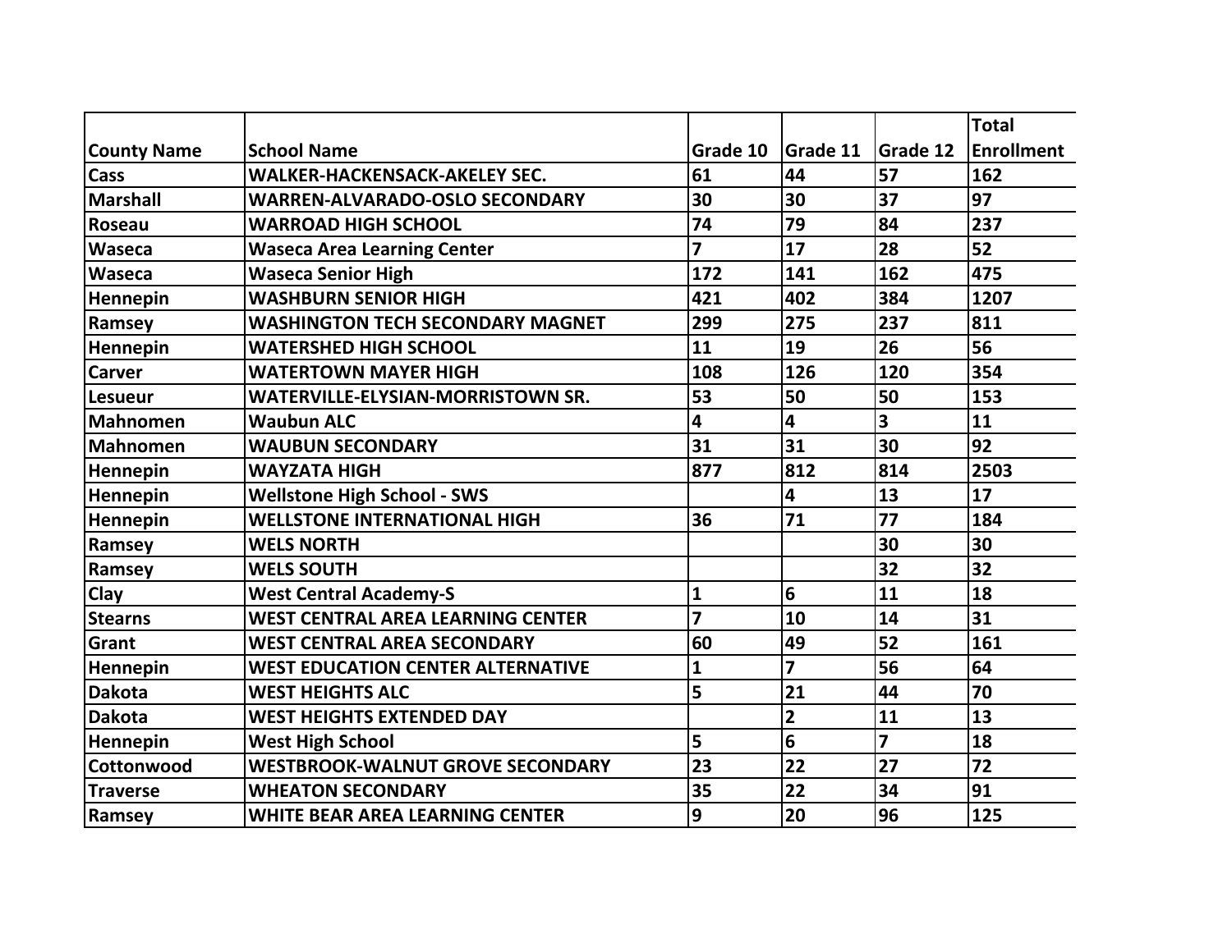| County Name | School Name | Grade 10 | Grade 11 | Grade 12 | Total Enrollment |
|---|---|---|---|---|---|
| Cass | WALKER-HACKENSACK-AKELEY SEC. | 61 | 44 | 57 | 162 |
| Marshall | WARREN-ALVARADO-OSLO SECONDARY | 30 | 30 | 37 | 97 |
| Roseau | WARROAD HIGH SCHOOL | 74 | 79 | 84 | 237 |
| Waseca | Waseca Area Learning Center | 7 | 17 | 28 | 52 |
| Waseca | Waseca Senior High | 172 | 141 | 162 | 475 |
| Hennepin | WASHBURN SENIOR HIGH | 421 | 402 | 384 | 1207 |
| Ramsey | WASHINGTON TECH SECONDARY MAGNET | 299 | 275 | 237 | 811 |
| Hennepin | WATERSHED HIGH SCHOOL | 11 | 19 | 26 | 56 |
| Carver | WATERTOWN MAYER HIGH | 108 | 126 | 120 | 354 |
| Lesueur | WATERVILLE-ELYSIAN-MORRISTOWN SR. | 53 | 50 | 50 | 153 |
| Mahnomen | Waubun ALC | 4 | 4 | 3 | 11 |
| Mahnomen | WAUBUN SECONDARY | 31 | 31 | 30 | 92 |
| Hennepin | WAYZATA HIGH | 877 | 812 | 814 | 2503 |
| Hennepin | Wellstone High School - SWS | | 4 | 13 | 17 |
| Hennepin | WELLSTONE INTERNATIONAL HIGH | 36 | 71 | 77 | 184 |
| Ramsey | WELS NORTH | | | 30 | 30 |
| Ramsey | WELS SOUTH | | | 32 | 32 |
| Clay | West Central Academy-S | 1 | 6 | 11 | 18 |
| Stearns | WEST CENTRAL AREA LEARNING CENTER | 7 | 10 | 14 | 31 |
| Grant | WEST CENTRAL AREA SECONDARY | 60 | 49 | 52 | 161 |
| Hennepin | WEST EDUCATION CENTER ALTERNATIVE | 1 | 7 | 56 | 64 |
| Dakota | WEST HEIGHTS ALC | 5 | 21 | 44 | 70 |
| Dakota | WEST HEIGHTS EXTENDED DAY | | 2 | 11 | 13 |
| Hennepin | West High School | 5 | 6 | 7 | 18 |
| Cottonwood | WESTBROOK-WALNUT GROVE SECONDARY | 23 | 22 | 27 | 72 |
| Traverse | WHEATON SECONDARY | 35 | 22 | 34 | 91 |
| Ramsey | WHITE BEAR AREA LEARNING CENTER | 9 | 20 | 96 | 125 |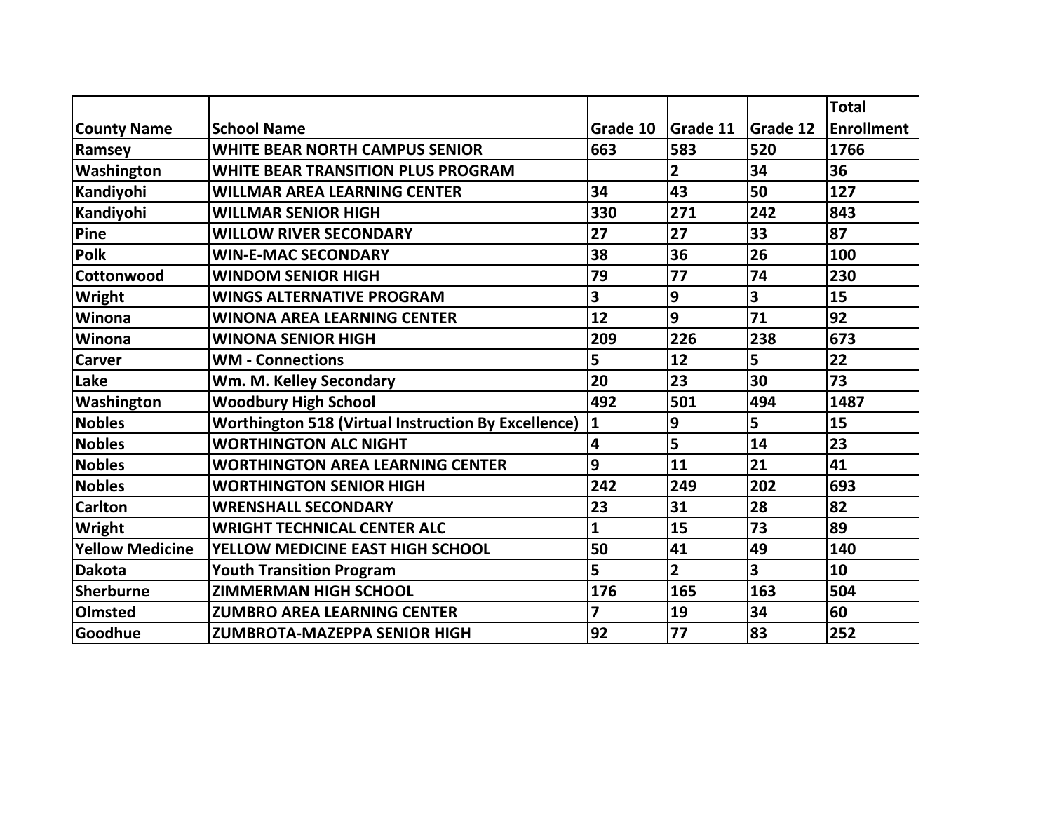| County Name | School Name | Grade 10 | Grade 11 | Grade 12 | Total Enrollment |
|---|---|---|---|---|---|
| Ramsey | WHITE BEAR NORTH CAMPUS SENIOR | 663 | 583 | 520 | 1766 |
| Washington | WHITE BEAR TRANSITION PLUS PROGRAM | | 2 | 34 | 36 |
| Kandiyohi | WILLMAR AREA LEARNING CENTER | 34 | 43 | 50 | 127 |
| Kandiyohi | WILLMAR SENIOR HIGH | 330 | 271 | 242 | 843 |
| Pine | WILLOW RIVER SECONDARY | 27 | 27 | 33 | 87 |
| Polk | WIN-E-MAC SECONDARY | 38 | 36 | 26 | 100 |
| Cottonwood | WINDOM SENIOR HIGH | 79 | 77 | 74 | 230 |
| Wright | WINGS ALTERNATIVE PROGRAM | 3 | 9 | 3 | 15 |
| Winona | WINONA AREA LEARNING CENTER | 12 | 9 | 71 | 92 |
| Winona | WINONA SENIOR HIGH | 209 | 226 | 238 | 673 |
| Carver | WM - Connections | 5 | 12 | 5 | 22 |
| Lake | Wm. M. Kelley Secondary | 20 | 23 | 30 | 73 |
| Washington | Woodbury High School | 492 | 501 | 494 | 1487 |
| Nobles | Worthington 518 (Virtual Instruction By Excellence) | 1 | 9 | 5 | 15 |
| Nobles | WORTHINGTON ALC NIGHT | 4 | 5 | 14 | 23 |
| Nobles | WORTHINGTON AREA LEARNING CENTER | 9 | 11 | 21 | 41 |
| Nobles | WORTHINGTON SENIOR HIGH | 242 | 249 | 202 | 693 |
| Carlton | WRENSHALL SECONDARY | 23 | 31 | 28 | 82 |
| Wright | WRIGHT TECHNICAL CENTER ALC | 1 | 15 | 73 | 89 |
| Yellow Medicine | YELLOW MEDICINE EAST HIGH SCHOOL | 50 | 41 | 49 | 140 |
| Dakota | Youth Transition Program | 5 | 2 | 3 | 10 |
| Sherburne | ZIMMERMAN HIGH SCHOOL | 176 | 165 | 163 | 504 |
| Olmsted | ZUMBRO AREA LEARNING CENTER | 7 | 19 | 34 | 60 |
| Goodhue | ZUMBROTA-MAZEPPA SENIOR HIGH | 92 | 77 | 83 | 252 |